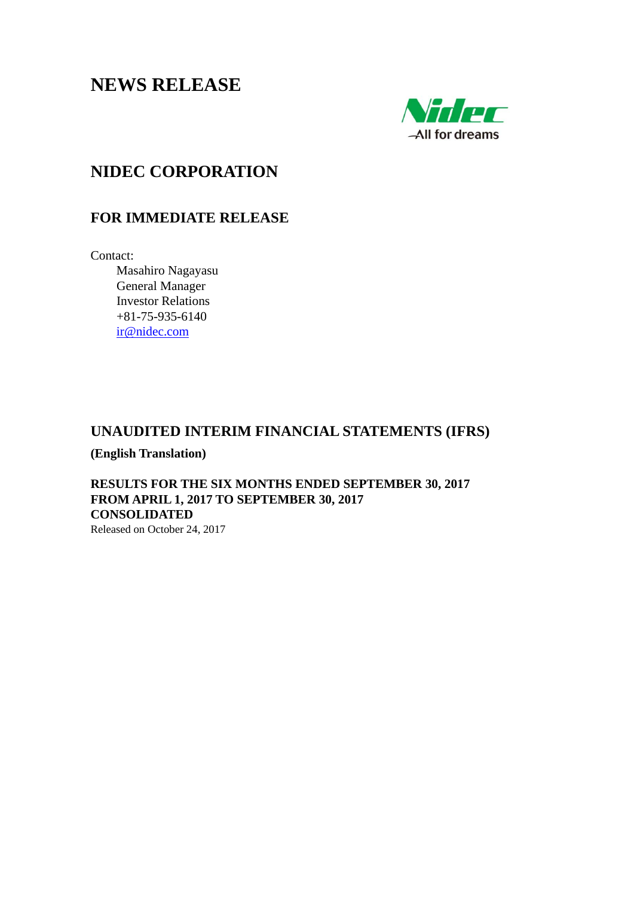# NEWS RELEASE

Nidec
All for dreams

## NIDEC CORPORATION

### FOR IMMEDIATE RELEASE

Contact:
Masahiro Nagayasu
General Manager
Investor Relations
+81-75-935-6140
ir@nidec.com

## UNAUDITED INTERIM FINANCIAL STATEMENTS (IFRS)

**(English Translation)**

**RESULTS FOR THE SIX MONTHS ENDED SEPTEMBER 30, 2017**
**FROM APRIL 1, 2017 TO SEPTEMBER 30, 2017**
**CONSOLIDATED**
Released on October 24, 2017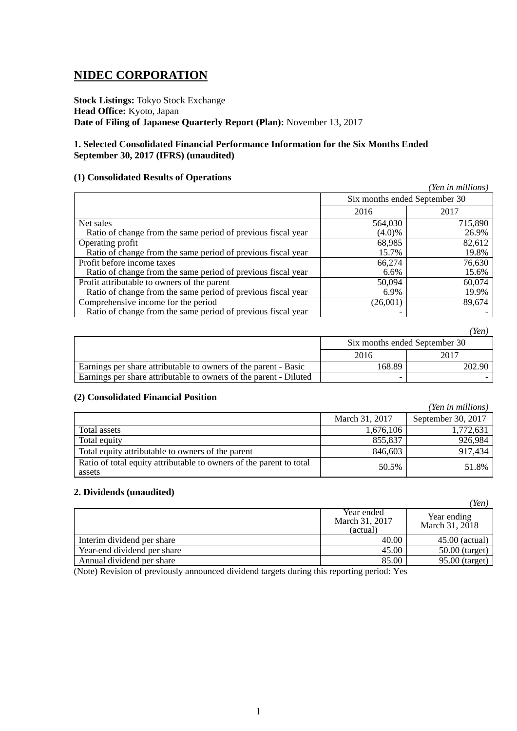# NIDEC CORPORATION

**Stock Listings:** Tokyo Stock Exchange
**Head Office:** Kyoto, Japan
**Date of Filing of Japanese Quarterly Report (Plan):** November 13, 2017

### 1. Selected Consolidated Financial Performance Information for the Six Months Ended September 30, 2017 (IFRS) (unaudited)

#### (1) Consolidated Results of Operations

*(Yen in millions)*

| | Six months ended September 30 | |
|---|---|---|
| | 2016 | 2017 |
| Net sales | 564,030 | 715,890 |
| Ratio of change from the same period of previous fiscal year | (4.0)% | 26.9% |
| Operating profit | 68,985 | 82,612 |
| Ratio of change from the same period of previous fiscal year | 15.7% | 19.8% |
| Profit before income taxes | 66,274 | 76,630 |
| Ratio of change from the same period of previous fiscal year | 6.6% | 15.6% |
| Profit attributable to owners of the parent | 50,094 | 60,074 |
| Ratio of change from the same period of previous fiscal year | 6.9% | 19.9% |
| Comprehensive income for the period | (26,001) | 89,674 |
| Ratio of change from the same period of previous fiscal year | - | - |

*(Yen)*

| | Six months ended September 30 | |
|---|---|---|
| | 2016 | 2017 |
| Earnings per share attributable to owners of the parent - Basic | 168.89 | 202.90 |
| Earnings per share attributable to owners of the parent - Diluted | - | - |

#### (2) Consolidated Financial Position

*(Yen in millions)*

| | March 31, 2017 | September 30, 2017 |
|---|---|---|
| Total assets | 1,676,106 | 1,772,631 |
| Total equity | 855,837 | 926,984 |
| Total equity attributable to owners of the parent | 846,603 | 917,434 |
| Ratio of total equity attributable to owners of the parent to total assets | 50.5% | 51.8% |

### 2. Dividends (unaudited)

*(Yen)*

| | Year ended March 31, 2017 (actual) | Year ending March 31, 2018 |
|---|---|---|
| Interim dividend per share | 40.00 | 45.00 (actual) |
| Year-end dividend per share | 45.00 | 50.00 (target) |
| Annual dividend per share | 85.00 | 95.00 (target) |

(Note) Revision of previously announced dividend targets during this reporting period: Yes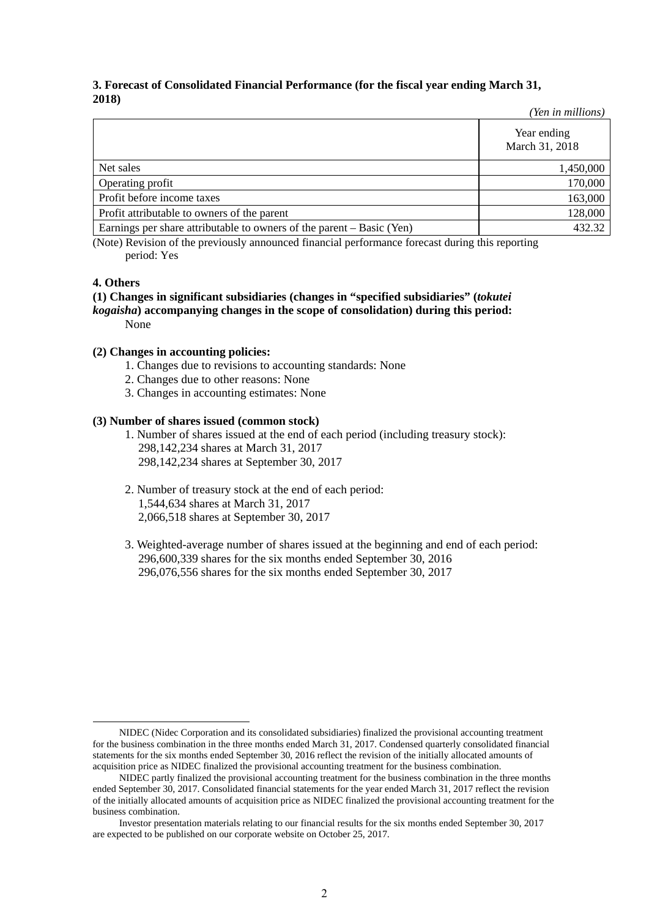### 3. Forecast of Consolidated Financial Performance (for the fiscal year ending March 31, 2018)

*(Yen in millions)*

| | Year ending March 31, 2018 |
|---|---:|
| Net sales | 1,450,000 |
| Operating profit | 170,000 |
| Profit before income taxes | 163,000 |
| Profit attributable to owners of the parent | 128,000 |
| Earnings per share attributable to owners of the parent – Basic (Yen) | 432.32 |

(Note) Revision of the previously announced financial performance forecast during this reporting period: Yes

### 4. Others

**(1) Changes in significant subsidiaries (changes in "specified subsidiaries" (*tokutei kogaisha*) accompanying changes in the scope of consolidation) during this period:**

None

**(2) Changes in accounting policies:**

1. Changes due to revisions to accounting standards: None
2. Changes due to other reasons: None
3. Changes in accounting estimates: None

**(3) Number of shares issued (common stock)**

1. Number of shares issued at the end of each period (including treasury stock):
   298,142,234 shares at March 31, 2017
   298,142,234 shares at September 30, 2017

2. Number of treasury stock at the end of each period:
   1,544,634 shares at March 31, 2017
   2,066,518 shares at September 30, 2017

3. Weighted-average number of shares issued at the beginning and end of each period:
   296,600,339 shares for the six months ended September 30, 2016
   296,076,556 shares for the six months ended September 30, 2017

---

NIDEC (Nidec Corporation and its consolidated subsidiaries) finalized the provisional accounting treatment for the business combination in the three months ended March 31, 2017. Condensed quarterly consolidated financial statements for the six months ended September 30, 2016 reflect the revision of the initially allocated amounts of acquisition price as NIDEC finalized the provisional accounting treatment for the business combination.

NIDEC partly finalized the provisional accounting treatment for the business combination in the three months ended September 30, 2017. Consolidated financial statements for the year ended March 31, 2017 reflect the revision of the initially allocated amounts of acquisition price as NIDEC finalized the provisional accounting treatment for the business combination.

Investor presentation materials relating to our financial results for the six months ended September 30, 2017 are expected to be published on our corporate website on October 25, 2017.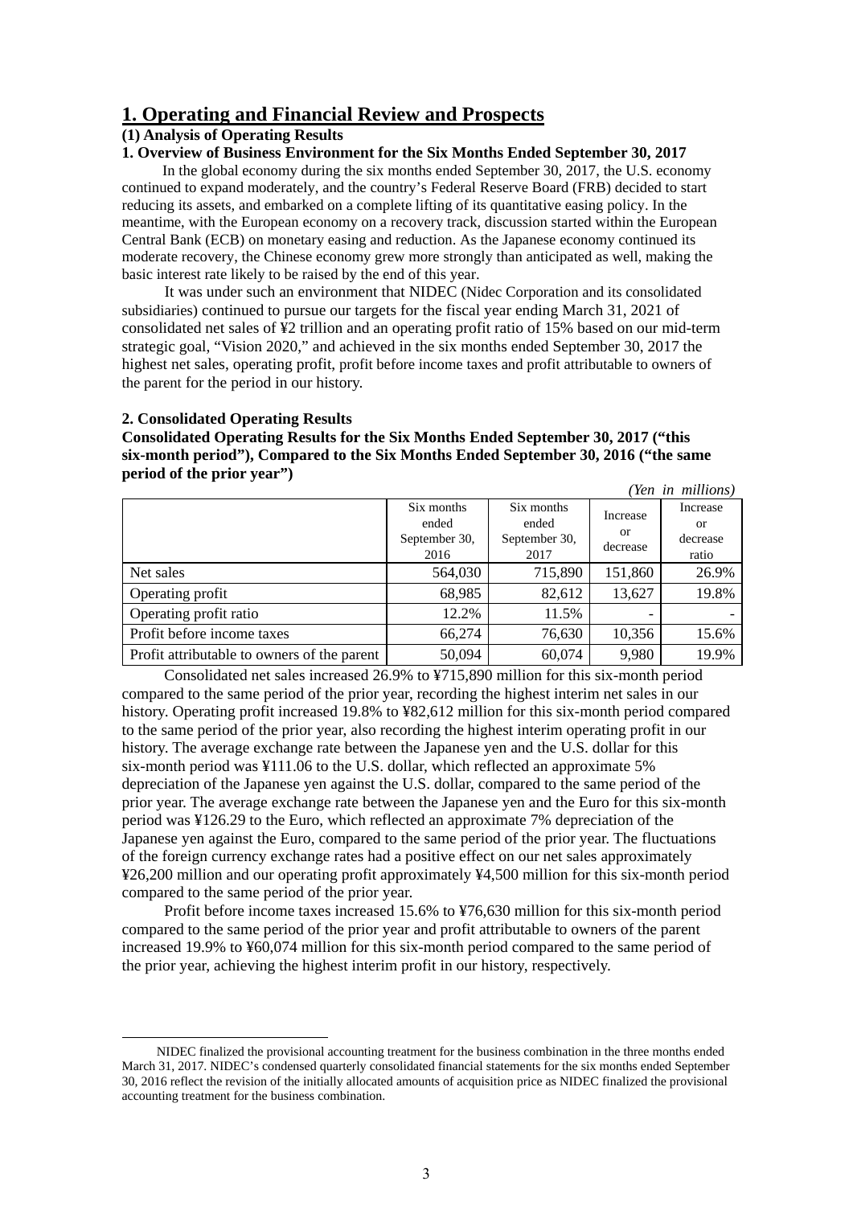# 1. Operating and Financial Review and Prospects

## (1) Analysis of Operating Results

### 1. Overview of Business Environment for the Six Months Ended September 30, 2017

In the global economy during the six months ended September 30, 2017, the U.S. economy continued to expand moderately, and the country's Federal Reserve Board (FRB) decided to start reducing its assets, and embarked on a complete lifting of its quantitative easing policy. In the meantime, with the European economy on a recovery track, discussion started within the European Central Bank (ECB) on monetary easing and reduction. As the Japanese economy continued its moderate recovery, the Chinese economy grew more strongly than anticipated as well, making the basic interest rate likely to be raised by the end of this year.

It was under such an environment that NIDEC (Nidec Corporation and its consolidated subsidiaries) continued to pursue our targets for the fiscal year ending March 31, 2021 of consolidated net sales of ¥2 trillion and an operating profit ratio of 15% based on our mid-term strategic goal, "Vision 2020," and achieved in the six months ended September 30, 2017 the highest net sales, operating profit, profit before income taxes and profit attributable to owners of the parent for the period in our history.

### 2. Consolidated Operating Results

**Consolidated Operating Results for the Six Months Ended September 30, 2017 ("this six-month period"), Compared to the Six Months Ended September 30, 2016 ("the same period of the prior year")**

*(Yen in millions)*

| | Six months ended September 30, 2016 | Six months ended September 30, 2017 | Increase or decrease | Increase or decrease ratio |
|---|---|---|---|---|
| Net sales | 564,030 | 715,890 | 151,860 | 26.9% |
| Operating profit | 68,985 | 82,612 | 13,627 | 19.8% |
| Operating profit ratio | 12.2% | 11.5% | - | - |
| Profit before income taxes | 66,274 | 76,630 | 10,356 | 15.6% |
| Profit attributable to owners of the parent | 50,094 | 60,074 | 9,980 | 19.9% |

Consolidated net sales increased 26.9% to ¥715,890 million for this six-month period compared to the same period of the prior year, recording the highest interim net sales in our history. Operating profit increased 19.8% to ¥82,612 million for this six-month period compared to the same period of the prior year, also recording the highest interim operating profit in our history. The average exchange rate between the Japanese yen and the U.S. dollar for this six-month period was ¥111.06 to the U.S. dollar, which reflected an approximate 5% depreciation of the Japanese yen against the U.S. dollar, compared to the same period of the prior year. The average exchange rate between the Japanese yen and the Euro for this six-month period was ¥126.29 to the Euro, which reflected an approximate 7% depreciation of the Japanese yen against the Euro, compared to the same period of the prior year. The fluctuations of the foreign currency exchange rates had a positive effect on our net sales approximately ¥26,200 million and our operating profit approximately ¥4,500 million for this six-month period compared to the same period of the prior year.

Profit before income taxes increased 15.6% to ¥76,630 million for this six-month period compared to the same period of the prior year and profit attributable to owners of the parent increased 19.9% to ¥60,074 million for this six-month period compared to the same period of the prior year, achieving the highest interim profit in our history, respectively.

---

NIDEC finalized the provisional accounting treatment for the business combination in the three months ended March 31, 2017. NIDEC's condensed quarterly consolidated financial statements for the six months ended September 30, 2016 reflect the revision of the initially allocated amounts of acquisition price as NIDEC finalized the provisional accounting treatment for the business combination.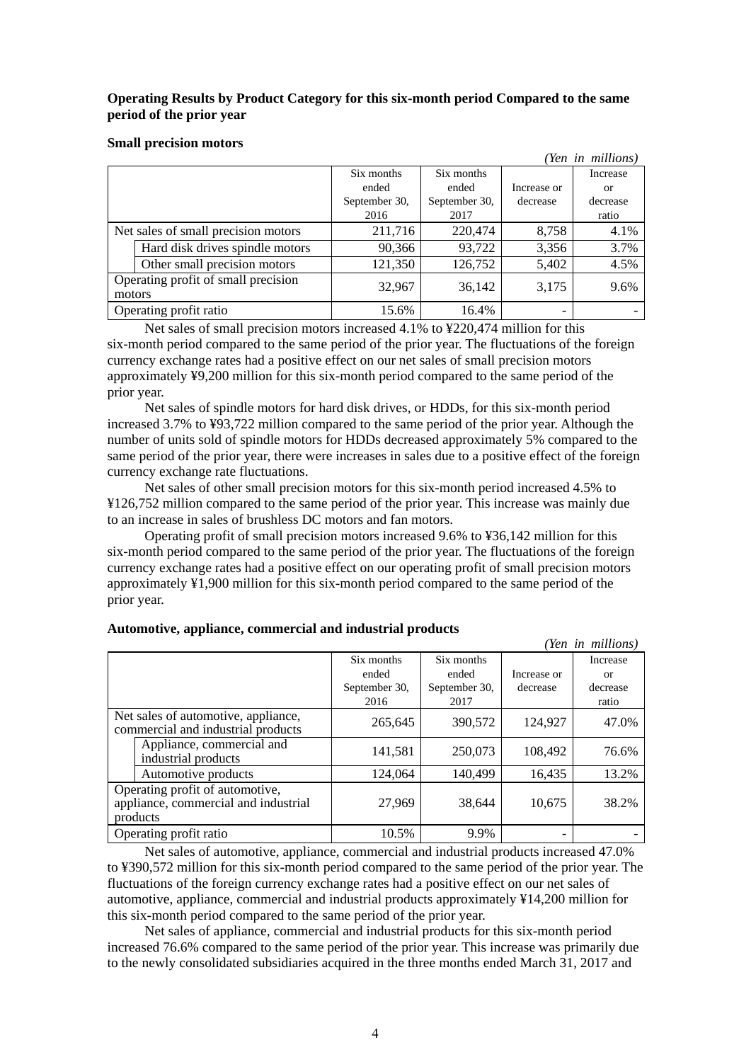### Operating Results by Product Category for this six-month period Compared to the same period of the prior year

**Small precision motors**

*(Yen in millions)*

| | Six months ended September 30, 2016 | Six months ended September 30, 2017 | Increase or decrease | Increase or decrease ratio |
|---|---|---|---|---|
| Net sales of small precision motors | 211,716 | 220,474 | 8,758 | 4.1% |
| Hard disk drives spindle motors | 90,366 | 93,722 | 3,356 | 3.7% |
| Other small precision motors | 121,350 | 126,752 | 5,402 | 4.5% |
| Operating profit of small precision motors | 32,967 | 36,142 | 3,175 | 9.6% |
| Operating profit ratio | 15.6% | 16.4% | - | - |

Net sales of small precision motors increased 4.1% to ¥220,474 million for this six-month period compared to the same period of the prior year. The fluctuations of the foreign currency exchange rates had a positive effect on our net sales of small precision motors approximately ¥9,200 million for this six-month period compared to the same period of the prior year.

Net sales of spindle motors for hard disk drives, or HDDs, for this six-month period increased 3.7% to ¥93,722 million compared to the same period of the prior year. Although the number of units sold of spindle motors for HDDs decreased approximately 5% compared to the same period of the prior year, there were increases in sales due to a positive effect of the foreign currency exchange rate fluctuations.

Net sales of other small precision motors for this six-month period increased 4.5% to ¥126,752 million compared to the same period of the prior year. This increase was mainly due to an increase in sales of brushless DC motors and fan motors.

Operating profit of small precision motors increased 9.6% to ¥36,142 million for this six-month period compared to the same period of the prior year. The fluctuations of the foreign currency exchange rates had a positive effect on our operating profit of small precision motors approximately ¥1,900 million for this six-month period compared to the same period of the prior year.

**Automotive, appliance, commercial and industrial products**

*(Yen in millions)*

| | Six months ended September 30, 2016 | Six months ended September 30, 2017 | Increase or decrease | Increase or decrease ratio |
|---|---|---|---|---|
| Net sales of automotive, appliance, commercial and industrial products | 265,645 | 390,572 | 124,927 | 47.0% |
| Appliance, commercial and industrial products | 141,581 | 250,073 | 108,492 | 76.6% |
| Automotive products | 124,064 | 140,499 | 16,435 | 13.2% |
| Operating profit of automotive, appliance, commercial and industrial products | 27,969 | 38,644 | 10,675 | 38.2% |
| Operating profit ratio | 10.5% | 9.9% | - | - |

Net sales of automotive, appliance, commercial and industrial products increased 47.0% to ¥390,572 million for this six-month period compared to the same period of the prior year. The fluctuations of the foreign currency exchange rates had a positive effect on our net sales of automotive, appliance, commercial and industrial products approximately ¥14,200 million for this six-month period compared to the same period of the prior year.

Net sales of appliance, commercial and industrial products for this six-month period increased 76.6% compared to the same period of the prior year. This increase was primarily due to the newly consolidated subsidiaries acquired in the three months ended March 31, 2017 and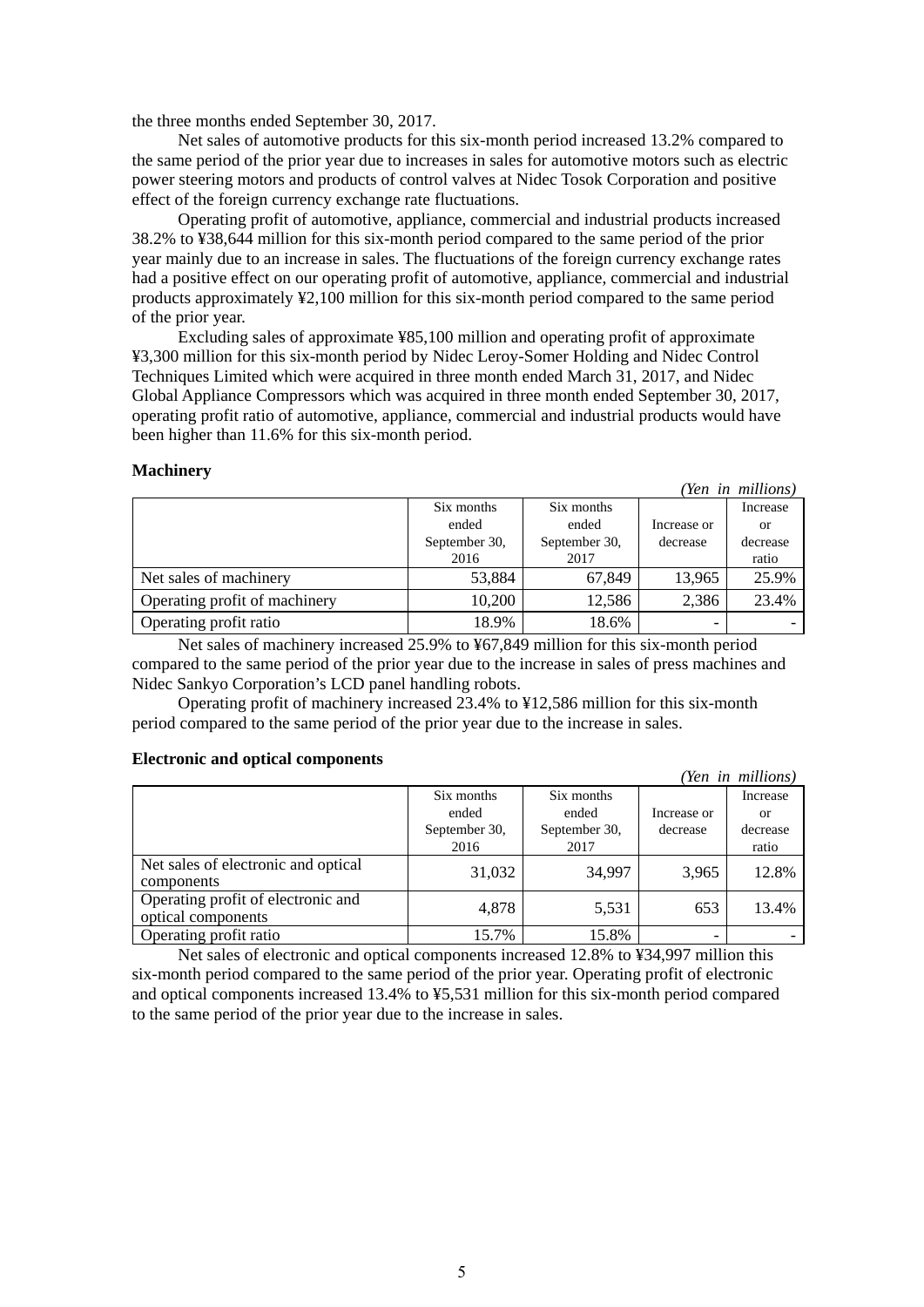the three months ended September 30, 2017.

Net sales of automotive products for this six-month period increased 13.2% compared to the same period of the prior year due to increases in sales for automotive motors such as electric power steering motors and products of control valves at Nidec Tosok Corporation and positive effect of the foreign currency exchange rate fluctuations.

Operating profit of automotive, appliance, commercial and industrial products increased 38.2% to ¥38,644 million for this six-month period compared to the same period of the prior year mainly due to an increase in sales. The fluctuations of the foreign currency exchange rates had a positive effect on our operating profit of automotive, appliance, commercial and industrial products approximately ¥2,100 million for this six-month period compared to the same period of the prior year.

Excluding sales of approximate ¥85,100 million and operating profit of approximate ¥3,300 million for this six-month period by Nidec Leroy-Somer Holding and Nidec Control Techniques Limited which were acquired in three month ended March 31, 2017, and Nidec Global Appliance Compressors which was acquired in three month ended September 30, 2017, operating profit ratio of automotive, appliance, commercial and industrial products would have been higher than 11.6% for this six-month period.

**Machinery**

*(Yen in millions)*

| | Six months ended September 30, 2016 | Six months ended September 30, 2017 | Increase or decrease | Increase or decrease ratio |
|---|---|---|---|---|
| Net sales of machinery | 53,884 | 67,849 | 13,965 | 25.9% |
| Operating profit of machinery | 10,200 | 12,586 | 2,386 | 23.4% |
| Operating profit ratio | 18.9% | 18.6% | - | - |

Net sales of machinery increased 25.9% to ¥67,849 million for this six-month period compared to the same period of the prior year due to the increase in sales of press machines and Nidec Sankyo Corporation's LCD panel handling robots.

Operating profit of machinery increased 23.4% to ¥12,586 million for this six-month period compared to the same period of the prior year due to the increase in sales.

**Electronic and optical components**

*(Yen in millions)*

| | Six months ended September 30, 2016 | Six months ended September 30, 2017 | Increase or decrease | Increase or decrease ratio |
|---|---|---|---|---|
| Net sales of electronic and optical components | 31,032 | 34,997 | 3,965 | 12.8% |
| Operating profit of electronic and optical components | 4,878 | 5,531 | 653 | 13.4% |
| Operating profit ratio | 15.7% | 15.8% | - | - |

Net sales of electronic and optical components increased 12.8% to ¥34,997 million this six-month period compared to the same period of the prior year. Operating profit of electronic and optical components increased 13.4% to ¥5,531 million for this six-month period compared to the same period of the prior year due to the increase in sales.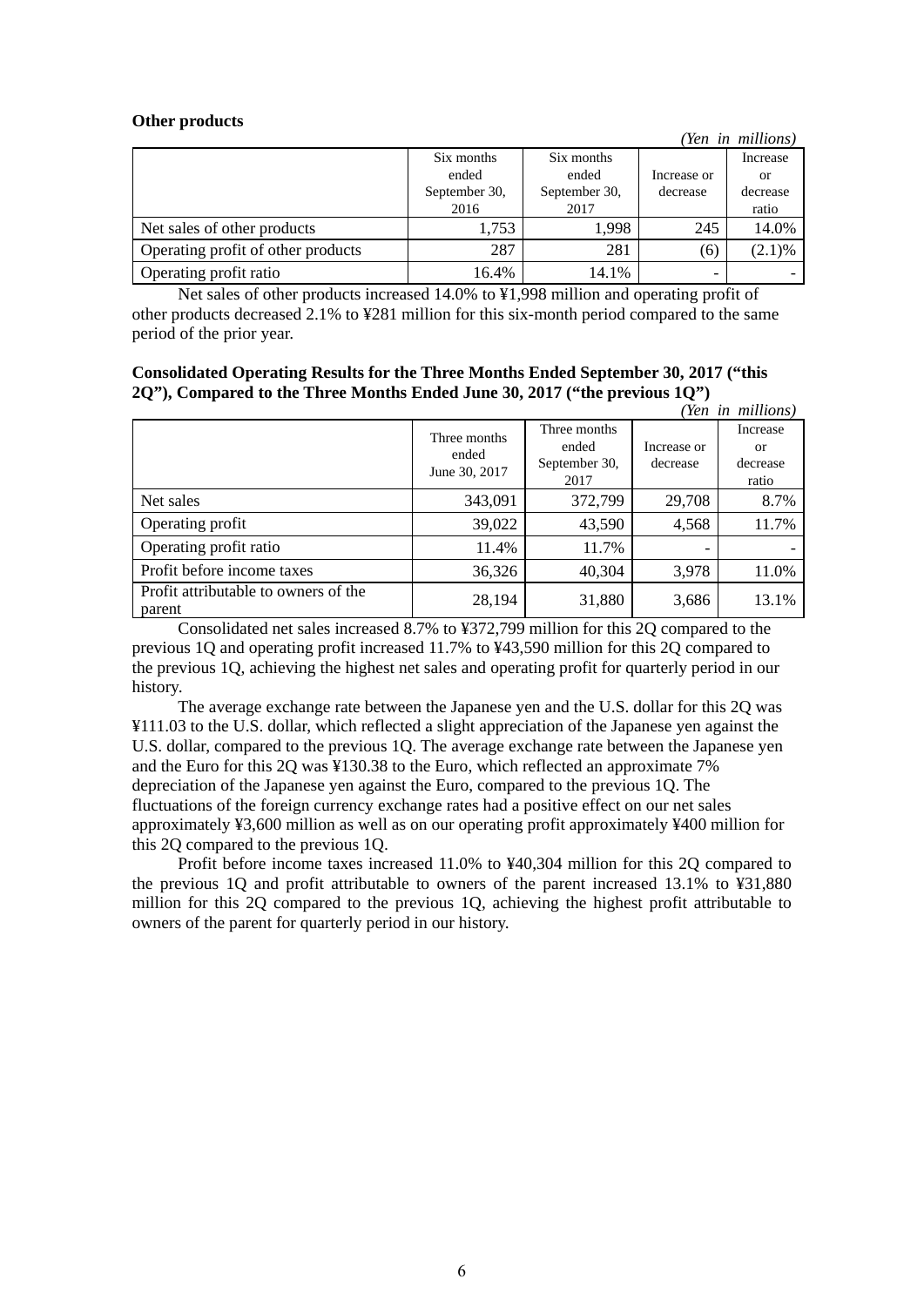**Other products**

*(Yen in millions)*

| | Six months ended September 30, 2016 | Six months ended September 30, 2017 | Increase or decrease | Increase or decrease ratio |
|---|---|---|---|---|
| Net sales of other products | 1,753 | 1,998 | 245 | 14.0% |
| Operating profit of other products | 287 | 281 | (6) | (2.1)% |
| Operating profit ratio | 16.4% | 14.1% | - | - |

Net sales of other products increased 14.0% to ¥1,998 million and operating profit of other products decreased 2.1% to ¥281 million for this six-month period compared to the same period of the prior year.

**Consolidated Operating Results for the Three Months Ended September 30, 2017 ("this 2Q"), Compared to the Three Months Ended June 30, 2017 ("the previous 1Q")**

*(Yen in millions)*

| | Three months ended June 30, 2017 | Three months ended September 30, 2017 | Increase or decrease | Increase or decrease ratio |
|---|---|---|---|---|
| Net sales | 343,091 | 372,799 | 29,708 | 8.7% |
| Operating profit | 39,022 | 43,590 | 4,568 | 11.7% |
| Operating profit ratio | 11.4% | 11.7% | - | - |
| Profit before income taxes | 36,326 | 40,304 | 3,978 | 11.0% |
| Profit attributable to owners of the parent | 28,194 | 31,880 | 3,686 | 13.1% |

Consolidated net sales increased 8.7% to ¥372,799 million for this 2Q compared to the previous 1Q and operating profit increased 11.7% to ¥43,590 million for this 2Q compared to the previous 1Q, achieving the highest net sales and operating profit for quarterly period in our history.

The average exchange rate between the Japanese yen and the U.S. dollar for this 2Q was ¥111.03 to the U.S. dollar, which reflected a slight appreciation of the Japanese yen against the U.S. dollar, compared to the previous 1Q. The average exchange rate between the Japanese yen and the Euro for this 2Q was ¥130.38 to the Euro, which reflected an approximate 7% depreciation of the Japanese yen against the Euro, compared to the previous 1Q. The fluctuations of the foreign currency exchange rates had a positive effect on our net sales approximately ¥3,600 million as well as on our operating profit approximately ¥400 million for this 2Q compared to the previous 1Q.

Profit before income taxes increased 11.0% to ¥40,304 million for this 2Q compared to the previous 1Q and profit attributable to owners of the parent increased 13.1% to ¥31,880 million for this 2Q compared to the previous 1Q, achieving the highest profit attributable to owners of the parent for quarterly period in our history.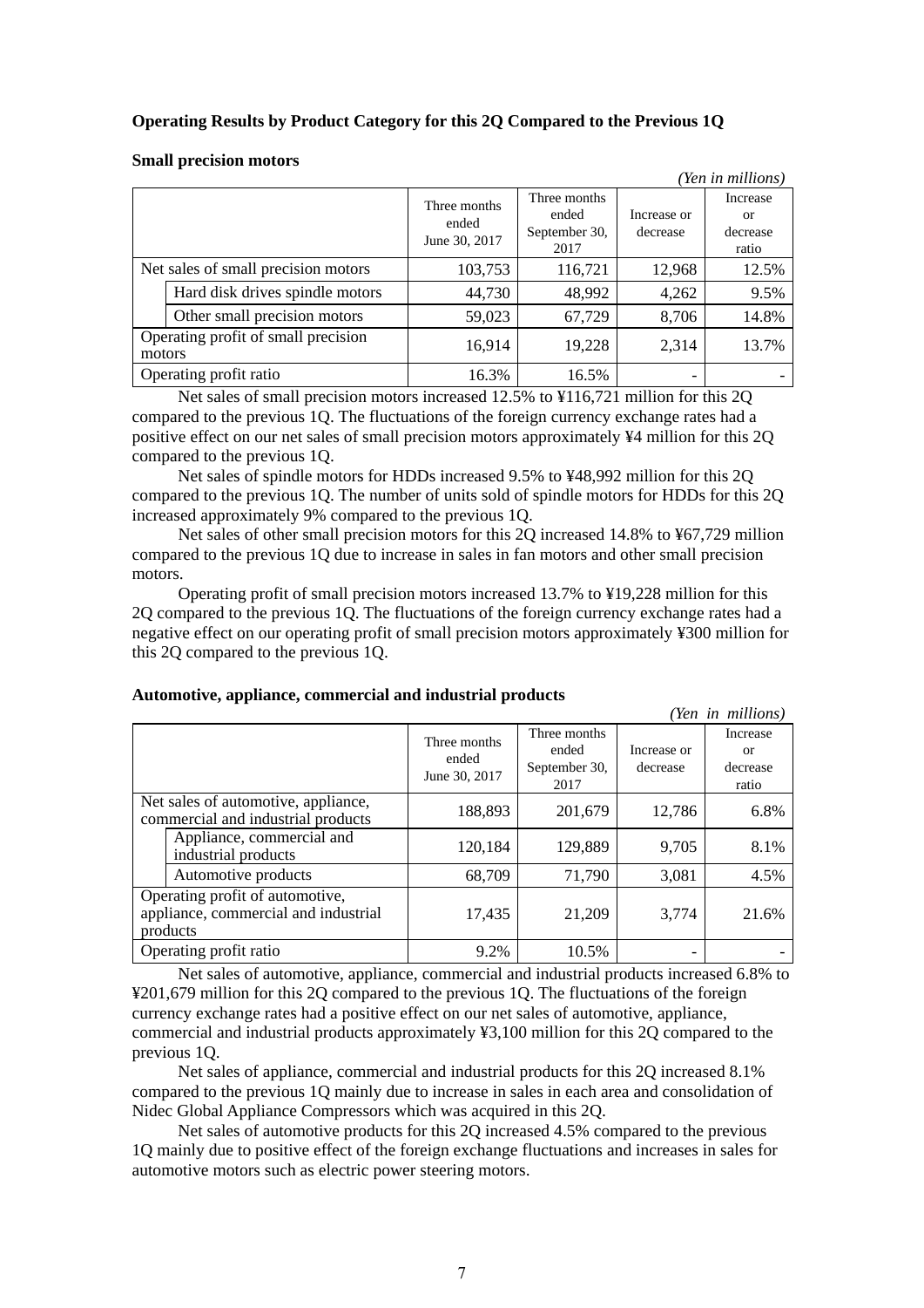**Operating Results by Product Category for this 2Q Compared to the Previous 1Q**

**Small precision motors**

*(Yen in millions)*

| | Three months ended June 30, 2017 | Three months ended September 30, 2017 | Increase or decrease | Increase or decrease ratio |
|---|---|---|---|---|
| Net sales of small precision motors | 103,753 | 116,721 | 12,968 | 12.5% |
| Hard disk drives spindle motors | 44,730 | 48,992 | 4,262 | 9.5% |
| Other small precision motors | 59,023 | 67,729 | 8,706 | 14.8% |
| Operating profit of small precision motors | 16,914 | 19,228 | 2,314 | 13.7% |
| Operating profit ratio | 16.3% | 16.5% | - | - |

Net sales of small precision motors increased 12.5% to ¥116,721 million for this 2Q compared to the previous 1Q. The fluctuations of the foreign currency exchange rates had a positive effect on our net sales of small precision motors approximately ¥4 million for this 2Q compared to the previous 1Q.

Net sales of spindle motors for HDDs increased 9.5% to ¥48,992 million for this 2Q compared to the previous 1Q. The number of units sold of spindle motors for HDDs for this 2Q increased approximately 9% compared to the previous 1Q.

Net sales of other small precision motors for this 2Q increased 14.8% to ¥67,729 million compared to the previous 1Q due to increase in sales in fan motors and other small precision motors.

Operating profit of small precision motors increased 13.7% to ¥19,228 million for this 2Q compared to the previous 1Q. The fluctuations of the foreign currency exchange rates had a negative effect on our operating profit of small precision motors approximately ¥300 million for this 2Q compared to the previous 1Q.

**Automotive, appliance, commercial and industrial products**

*(Yen in millions)*

| | Three months ended June 30, 2017 | Three months ended September 30, 2017 | Increase or decrease | Increase or decrease ratio |
|---|---|---|---|---|
| Net sales of automotive, appliance, commercial and industrial products | 188,893 | 201,679 | 12,786 | 6.8% |
| Appliance, commercial and industrial products | 120,184 | 129,889 | 9,705 | 8.1% |
| Automotive products | 68,709 | 71,790 | 3,081 | 4.5% |
| Operating profit of automotive, appliance, commercial and industrial products | 17,435 | 21,209 | 3,774 | 21.6% |
| Operating profit ratio | 9.2% | 10.5% | - | - |

Net sales of automotive, appliance, commercial and industrial products increased 6.8% to ¥201,679 million for this 2Q compared to the previous 1Q. The fluctuations of the foreign currency exchange rates had a positive effect on our net sales of automotive, appliance, commercial and industrial products approximately ¥3,100 million for this 2Q compared to the previous 1Q.

Net sales of appliance, commercial and industrial products for this 2Q increased 8.1% compared to the previous 1Q mainly due to increase in sales in each area and consolidation of Nidec Global Appliance Compressors which was acquired in this 2Q.

Net sales of automotive products for this 2Q increased 4.5% compared to the previous 1Q mainly due to positive effect of the foreign exchange fluctuations and increases in sales for automotive motors such as electric power steering motors.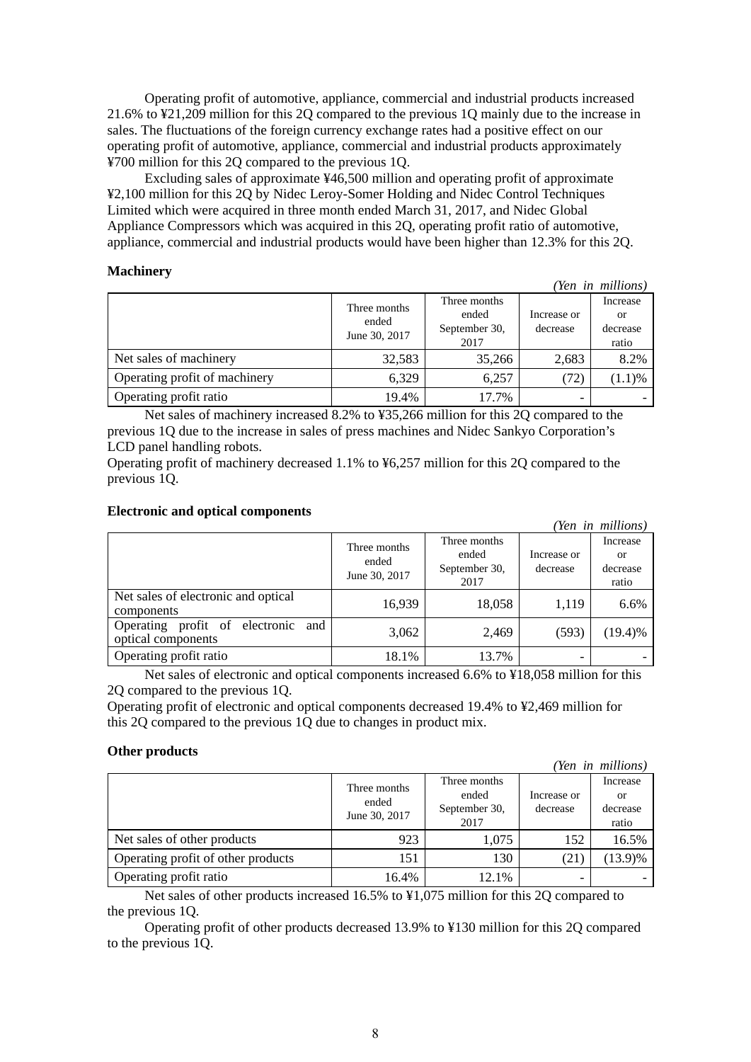Operating profit of automotive, appliance, commercial and industrial products increased 21.6% to ¥21,209 million for this 2Q compared to the previous 1Q mainly due to the increase in sales. The fluctuations of the foreign currency exchange rates had a positive effect on our operating profit of automotive, appliance, commercial and industrial products approximately ¥700 million for this 2Q compared to the previous 1Q.

Excluding sales of approximate ¥46,500 million and operating profit of approximate ¥2,100 million for this 2Q by Nidec Leroy-Somer Holding and Nidec Control Techniques Limited which were acquired in three month ended March 31, 2017, and Nidec Global Appliance Compressors which was acquired in this 2Q, operating profit ratio of automotive, appliance, commercial and industrial products would have been higher than 12.3% for this 2Q.

**Machinery**

*(Yen in millions)*

| | Three months ended June 30, 2017 | Three months ended September 30, 2017 | Increase or decrease | Increase or decrease ratio |
|---|---|---|---|---|
| Net sales of machinery | 32,583 | 35,266 | 2,683 | 8.2% |
| Operating profit of machinery | 6,329 | 6,257 | (72) | (1.1)% |
| Operating profit ratio | 19.4% | 17.7% | - | - |

Net sales of machinery increased 8.2% to ¥35,266 million for this 2Q compared to the previous 1Q due to the increase in sales of press machines and Nidec Sankyo Corporation's LCD panel handling robots.

Operating profit of machinery decreased 1.1% to ¥6,257 million for this 2Q compared to the previous 1Q.

**Electronic and optical components**

*(Yen in millions)*

| | Three months ended June 30, 2017 | Three months ended September 30, 2017 | Increase or decrease | Increase or decrease ratio |
|---|---|---|---|---|
| Net sales of electronic and optical components | 16,939 | 18,058 | 1,119 | 6.6% |
| Operating profit of electronic and optical components | 3,062 | 2,469 | (593) | (19.4)% |
| Operating profit ratio | 18.1% | 13.7% | - | - |

Net sales of electronic and optical components increased 6.6% to ¥18,058 million for this 2Q compared to the previous 1Q.

Operating profit of electronic and optical components decreased 19.4% to ¥2,469 million for this 2Q compared to the previous 1Q due to changes in product mix.

**Other products**

*(Yen in millions)*

| | Three months ended June 30, 2017 | Three months ended September 30, 2017 | Increase or decrease | Increase or decrease ratio |
|---|---|---|---|---|
| Net sales of other products | 923 | 1,075 | 152 | 16.5% |
| Operating profit of other products | 151 | 130 | (21) | (13.9)% |
| Operating profit ratio | 16.4% | 12.1% | - | - |

Net sales of other products increased 16.5% to ¥1,075 million for this 2Q compared to the previous 1Q.

Operating profit of other products decreased 13.9% to ¥130 million for this 2Q compared to the previous 1Q.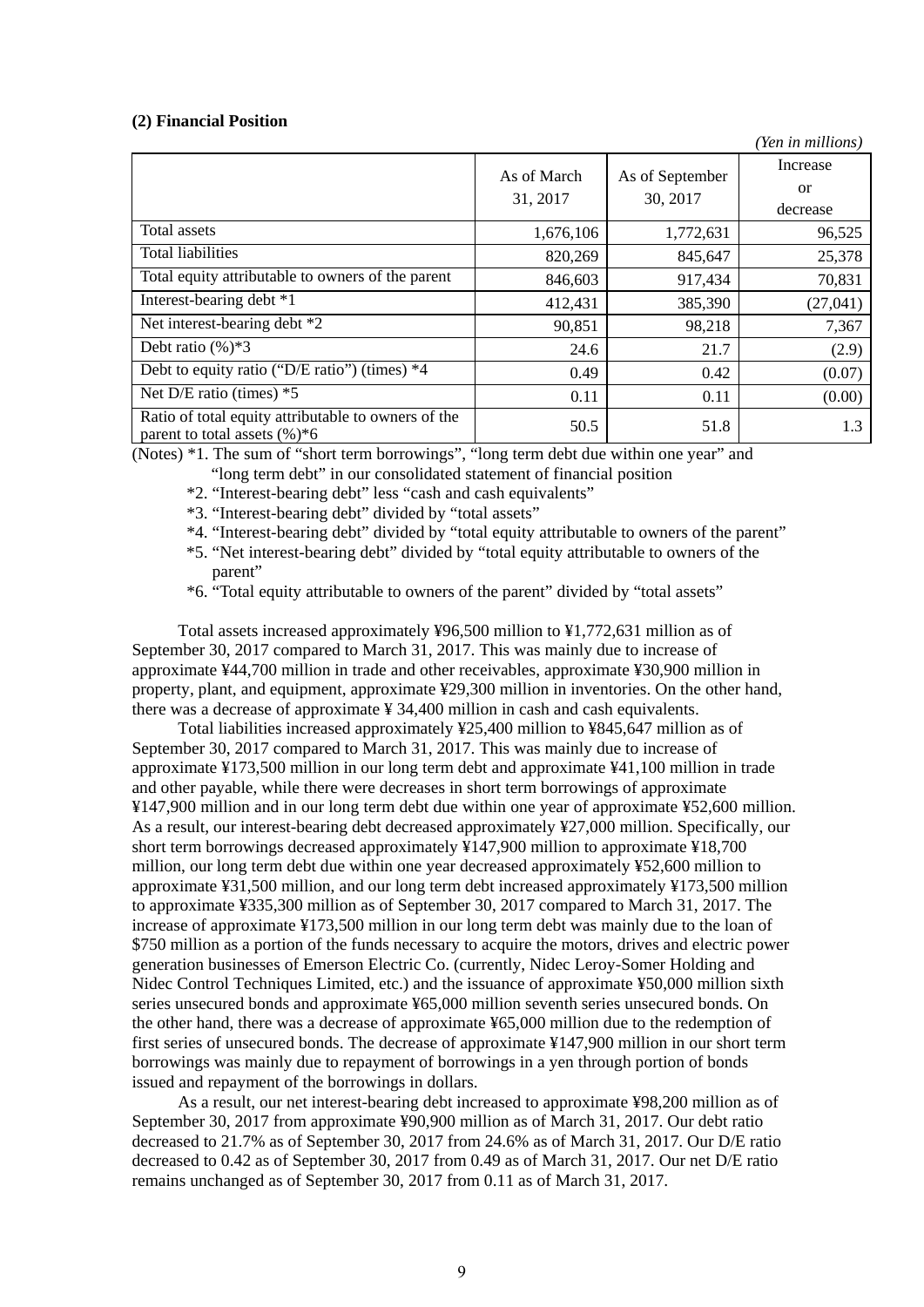### (2) Financial Position

*(Yen in millions)*

| | As of March 31, 2017 | As of September 30, 2017 | Increase or decrease |
|---|---|---|---|
| Total assets | 1,676,106 | 1,772,631 | 96,525 |
| Total liabilities | 820,269 | 845,647 | 25,378 |
| Total equity attributable to owners of the parent | 846,603 | 917,434 | 70,831 |
| Interest-bearing debt *1 | 412,431 | 385,390 | (27,041) |
| Net interest-bearing debt *2 | 90,851 | 98,218 | 7,367 |
| Debt ratio (%)*3 | 24.6 | 21.7 | (2.9) |
| Debt to equity ratio ("D/E ratio") (times) *4 | 0.49 | 0.42 | (0.07) |
| Net D/E ratio (times) *5 | 0.11 | 0.11 | (0.00) |
| Ratio of total equity attributable to owners of the parent to total assets (%)*6 | 50.5 | 51.8 | 1.3 |

(Notes) *1. The sum of "short term borrowings", "long term debt due within one year" and "long term debt" in our consolidated statement of financial position

*2. "Interest-bearing debt" less "cash and cash equivalents"

*3. "Interest-bearing debt" divided by "total assets"

*4. "Interest-bearing debt" divided by "total equity attributable to owners of the parent"

*5. "Net interest-bearing debt" divided by "total equity attributable to owners of the parent"

*6. "Total equity attributable to owners of the parent" divided by "total assets"

Total assets increased approximately ¥96,500 million to ¥1,772,631 million as of September 30, 2017 compared to March 31, 2017. This was mainly due to increase of approximate ¥44,700 million in trade and other receivables, approximate ¥30,900 million in property, plant, and equipment, approximate ¥29,300 million in inventories. On the other hand, there was a decrease of approximate ¥ 34,400 million in cash and cash equivalents.

Total liabilities increased approximately ¥25,400 million to ¥845,647 million as of September 30, 2017 compared to March 31, 2017. This was mainly due to increase of approximate ¥173,500 million in our long term debt and approximate ¥41,100 million in trade and other payable, while there were decreases in short term borrowings of approximate ¥147,900 million and in our long term debt due within one year of approximate ¥52,600 million. As a result, our interest-bearing debt decreased approximately ¥27,000 million. Specifically, our short term borrowings decreased approximately ¥147,900 million to approximate ¥18,700 million, our long term debt due within one year decreased approximately ¥52,600 million to approximate ¥31,500 million, and our long term debt increased approximately ¥173,500 million to approximate ¥335,300 million as of September 30, 2017 compared to March 31, 2017. The increase of approximate ¥173,500 million in our long term debt was mainly due to the loan of $750 million as a portion of the funds necessary to acquire the motors, drives and electric power generation businesses of Emerson Electric Co. (currently, Nidec Leroy-Somer Holding and Nidec Control Techniques Limited, etc.) and the issuance of approximate ¥50,000 million sixth series unsecured bonds and approximate ¥65,000 million seventh series unsecured bonds. On the other hand, there was a decrease of approximate ¥65,000 million due to the redemption of first series of unsecured bonds. The decrease of approximate ¥147,900 million in our short term borrowings was mainly due to repayment of borrowings in a yen through portion of bonds issued and repayment of the borrowings in dollars.

As a result, our net interest-bearing debt increased to approximate ¥98,200 million as of September 30, 2017 from approximate ¥90,900 million as of March 31, 2017. Our debt ratio decreased to 21.7% as of September 30, 2017 from 24.6% as of March 31, 2017. Our D/E ratio decreased to 0.42 as of September 30, 2017 from 0.49 as of March 31, 2017. Our net D/E ratio remains unchanged as of September 30, 2017 from 0.11 as of March 31, 2017.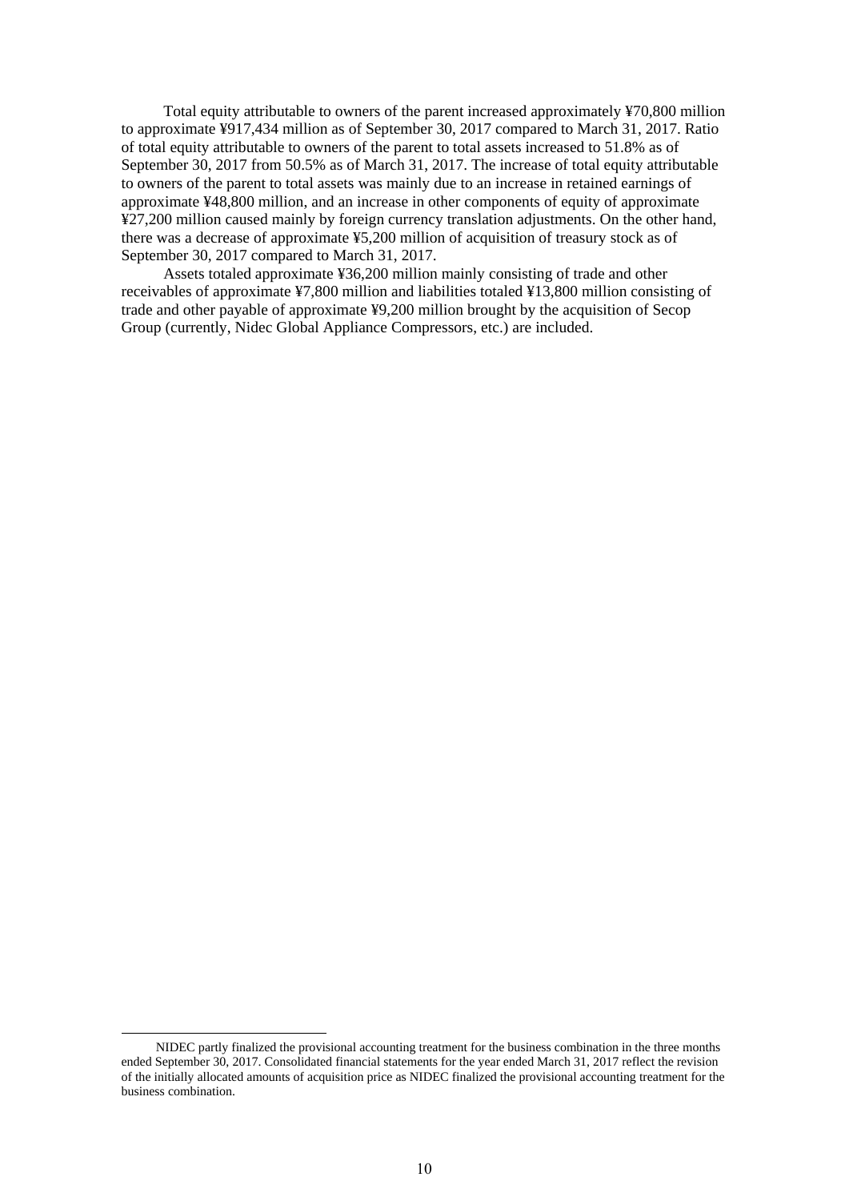Total equity attributable to owners of the parent increased approximately ¥70,800 million to approximate ¥917,434 million as of September 30, 2017 compared to March 31, 2017. Ratio of total equity attributable to owners of the parent to total assets increased to 51.8% as of September 30, 2017 from 50.5% as of March 31, 2017. The increase of total equity attributable to owners of the parent to total assets was mainly due to an increase in retained earnings of approximate ¥48,800 million, and an increase in other components of equity of approximate ¥27,200 million caused mainly by foreign currency translation adjustments. On the other hand, there was a decrease of approximate ¥5,200 million of acquisition of treasury stock as of September 30, 2017 compared to March 31, 2017.

Assets totaled approximate ¥36,200 million mainly consisting of trade and other receivables of approximate ¥7,800 million and liabilities totaled ¥13,800 million consisting of trade and other payable of approximate ¥9,200 million brought by the acquisition of Secop Group (currently, Nidec Global Appliance Compressors, etc.) are included.

---

NIDEC partly finalized the provisional accounting treatment for the business combination in the three months ended September 30, 2017. Consolidated financial statements for the year ended March 31, 2017 reflect the revision of the initially allocated amounts of acquisition price as NIDEC finalized the provisional accounting treatment for the business combination.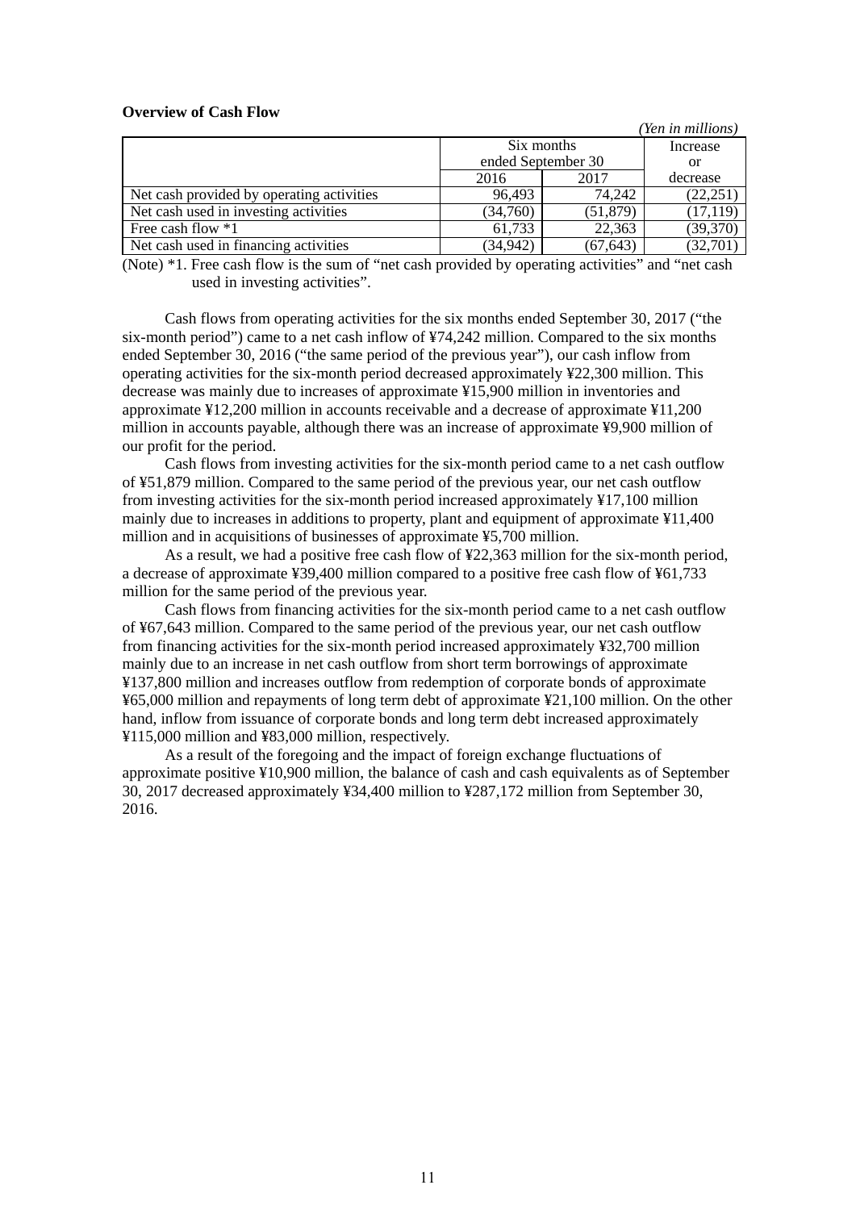**Overview of Cash Flow**

*(Yen in millions)*

| | Six months ended September 30 | | Increase or decrease |
|---|---|---|---|
| | 2016 | 2017 | |
| Net cash provided by operating activities | 96,493 | 74,242 | (22,251) |
| Net cash used in investing activities | (34,760) | (51,879) | (17,119) |
| Free cash flow *1 | 61,733 | 22,363 | (39,370) |
| Net cash used in financing activities | (34,942) | (67,643) | (32,701) |

(Note) *1. Free cash flow is the sum of "net cash provided by operating activities" and "net cash used in investing activities".

Cash flows from operating activities for the six months ended September 30, 2017 ("the six-month period") came to a net cash inflow of ¥74,242 million. Compared to the six months ended September 30, 2016 ("the same period of the previous year"), our cash inflow from operating activities for the six-month period decreased approximately ¥22,300 million. This decrease was mainly due to increases of approximate ¥15,900 million in inventories and approximate ¥12,200 million in accounts receivable and a decrease of approximate ¥11,200 million in accounts payable, although there was an increase of approximate ¥9,900 million of our profit for the period.

Cash flows from investing activities for the six-month period came to a net cash outflow of ¥51,879 million. Compared to the same period of the previous year, our net cash outflow from investing activities for the six-month period increased approximately ¥17,100 million mainly due to increases in additions to property, plant and equipment of approximate ¥11,400 million and in acquisitions of businesses of approximate ¥5,700 million.

As a result, we had a positive free cash flow of ¥22,363 million for the six-month period, a decrease of approximate ¥39,400 million compared to a positive free cash flow of ¥61,733 million for the same period of the previous year.

Cash flows from financing activities for the six-month period came to a net cash outflow of ¥67,643 million. Compared to the same period of the previous year, our net cash outflow from financing activities for the six-month period increased approximately ¥32,700 million mainly due to an increase in net cash outflow from short term borrowings of approximate ¥137,800 million and increases outflow from redemption of corporate bonds of approximate ¥65,000 million and repayments of long term debt of approximate ¥21,100 million. On the other hand, inflow from issuance of corporate bonds and long term debt increased approximately ¥115,000 million and ¥83,000 million, respectively.

As a result of the foregoing and the impact of foreign exchange fluctuations of approximate positive ¥10,900 million, the balance of cash and cash equivalents as of September 30, 2017 decreased approximately ¥34,400 million to ¥287,172 million from September 30, 2016.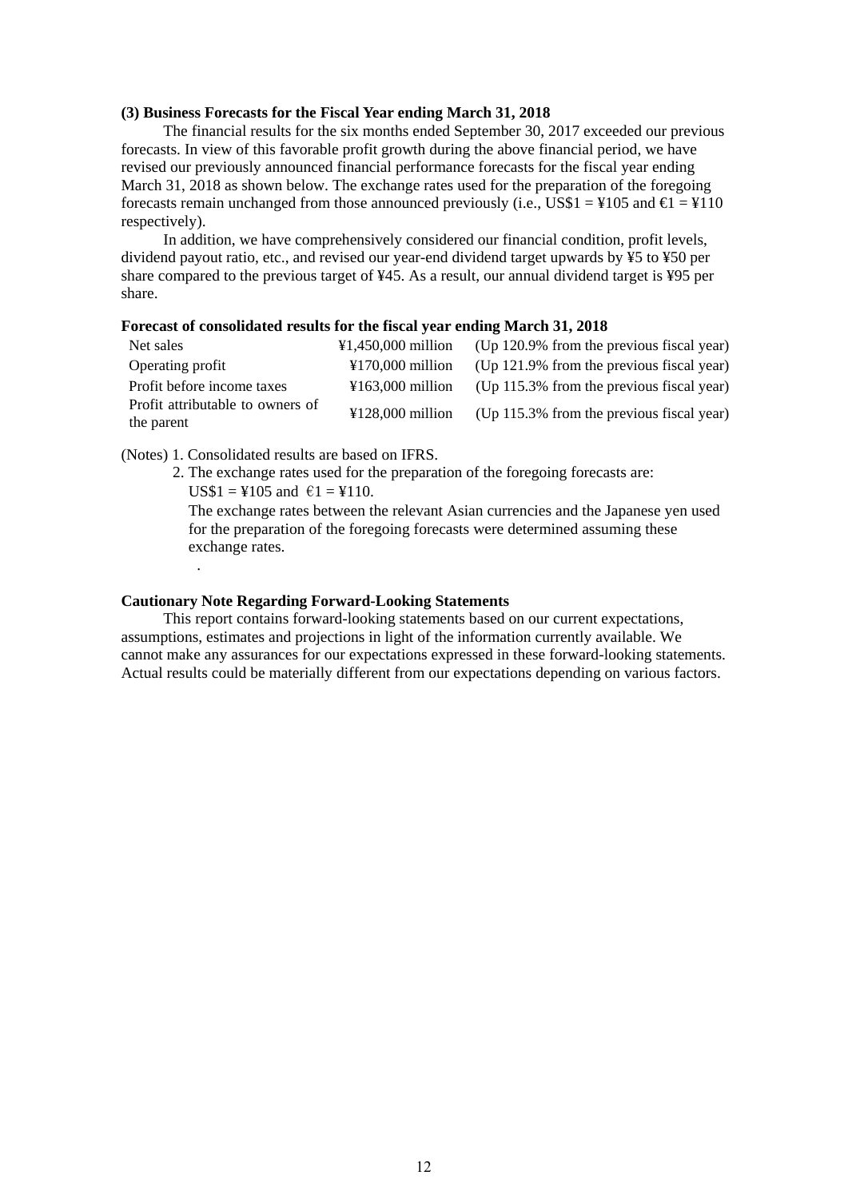### (3) Business Forecasts for the Fiscal Year ending March 31, 2018

The financial results for the six months ended September 30, 2017 exceeded our previous forecasts. In view of this favorable profit growth during the above financial period, we have revised our previously announced financial performance forecasts for the fiscal year ending March 31, 2018 as shown below. The exchange rates used for the preparation of the foregoing forecasts remain unchanged from those announced previously (i.e., US$1 = ¥105 and €1 = ¥110 respectively).

In addition, we have comprehensively considered our financial condition, profit levels, dividend payout ratio, etc., and revised our year-end dividend target upwards by ¥5 to ¥50 per share compared to the previous target of ¥45. As a result, our annual dividend target is ¥95 per share.

**Forecast of consolidated results for the fiscal year ending March 31, 2018**

| | | |
|---|---|---|
| Net sales | ¥1,450,000 million | (Up 120.9% from the previous fiscal year) |
| Operating profit | ¥170,000 million | (Up 121.9% from the previous fiscal year) |
| Profit before income taxes | ¥163,000 million | (Up 115.3% from the previous fiscal year) |
| Profit attributable to owners of the parent | ¥128,000 million | (Up 115.3% from the previous fiscal year) |

(Notes) 1. Consolidated results are based on IFRS.

2. The exchange rates used for the preparation of the foregoing forecasts are: US$1 = ¥105 and €1 = ¥110.

The exchange rates between the relevant Asian currencies and the Japanese yen used for the preparation of the foregoing forecasts were determined assuming these exchange rates.

.

**Cautionary Note Regarding Forward-Looking Statements**

This report contains forward-looking statements based on our current expectations, assumptions, estimates and projections in light of the information currently available. We cannot make any assurances for our expectations expressed in these forward-looking statements. Actual results could be materially different from our expectations depending on various factors.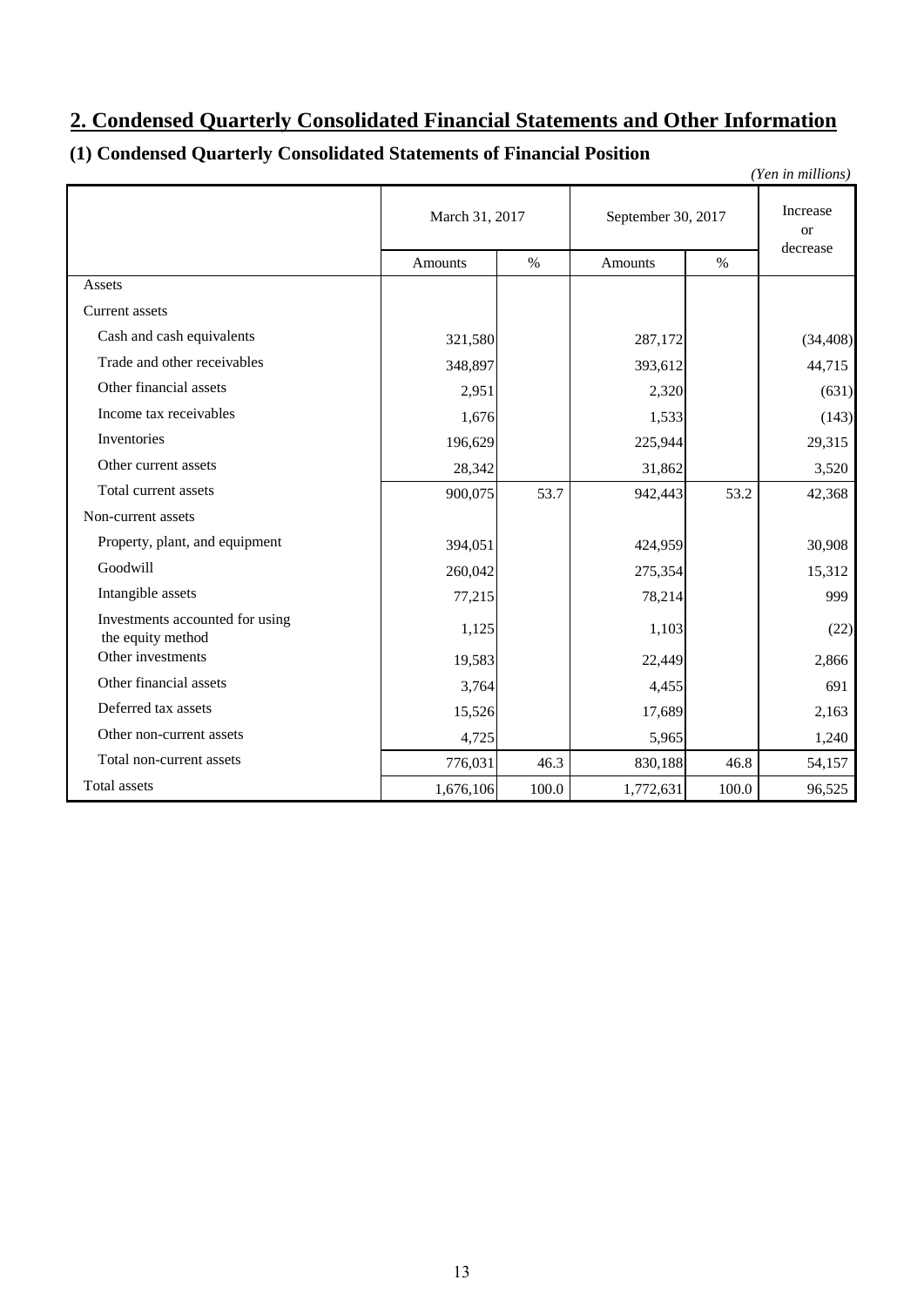## 2. Condensed Quarterly Consolidated Financial Statements and Other Information

### (1) Condensed Quarterly Consolidated Statements of Financial Position

*(Yen in millions)*

| | March 31, 2017 | | September 30, 2017 | | Increase or decrease |
|---|---|---|---|---|---|
| | Amounts | % | Amounts | % | |
| Assets | | | | | |
| Current assets | | | | | |
| Cash and cash equivalents | 321,580 | | 287,172 | | (34,408) |
| Trade and other receivables | 348,897 | | 393,612 | | 44,715 |
| Other financial assets | 2,951 | | 2,320 | | (631) |
| Income tax receivables | 1,676 | | 1,533 | | (143) |
| Inventories | 196,629 | | 225,944 | | 29,315 |
| Other current assets | 28,342 | | 31,862 | | 3,520 |
| Total current assets | 900,075 | 53.7 | 942,443 | 53.2 | 42,368 |
| Non-current assets | | | | | |
| Property, plant, and equipment | 394,051 | | 424,959 | | 30,908 |
| Goodwill | 260,042 | | 275,354 | | 15,312 |
| Intangible assets | 77,215 | | 78,214 | | 999 |
| Investments accounted for using the equity method | 1,125 | | 1,103 | | (22) |
| Other investments | 19,583 | | 22,449 | | 2,866 |
| Other financial assets | 3,764 | | 4,455 | | 691 |
| Deferred tax assets | 15,526 | | 17,689 | | 2,163 |
| Other non-current assets | 4,725 | | 5,965 | | 1,240 |
| Total non-current assets | 776,031 | 46.3 | 830,188 | 46.8 | 54,157 |
| Total assets | 1,676,106 | 100.0 | 1,772,631 | 100.0 | 96,525 |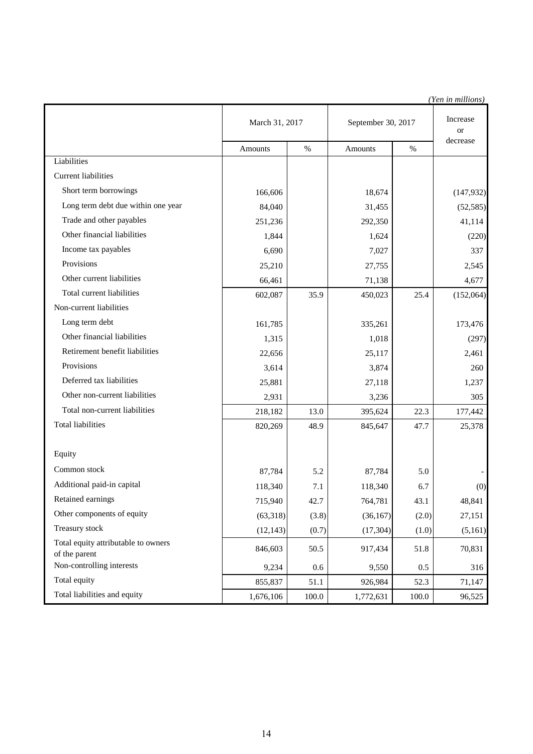*(Yen in millions)*

| | March 31, 2017 | | September 30, 2017 | | Increase or decrease |
|---|---|---|---|---|---|
| | Amounts | % | Amounts | % | |
| Liabilities | | | | | |
| Current liabilities | | | | | |
| Short term borrowings | 166,606 | | 18,674 | | (147,932) |
| Long term debt due within one year | 84,040 | | 31,455 | | (52,585) |
| Trade and other payables | 251,236 | | 292,350 | | 41,114 |
| Other financial liabilities | 1,844 | | 1,624 | | (220) |
| Income tax payables | 6,690 | | 7,027 | | 337 |
| Provisions | 25,210 | | 27,755 | | 2,545 |
| Other current liabilities | 66,461 | | 71,138 | | 4,677 |
| Total current liabilities | 602,087 | 35.9 | 450,023 | 25.4 | (152,064) |
| Non-current liabilities | | | | | |
| Long term debt | 161,785 | | 335,261 | | 173,476 |
| Other financial liabilities | 1,315 | | 1,018 | | (297) |
| Retirement benefit liabilities | 22,656 | | 25,117 | | 2,461 |
| Provisions | 3,614 | | 3,874 | | 260 |
| Deferred tax liabilities | 25,881 | | 27,118 | | 1,237 |
| Other non-current liabilities | 2,931 | | 3,236 | | 305 |
| Total non-current liabilities | 218,182 | 13.0 | 395,624 | 22.3 | 177,442 |
| Total liabilities | 820,269 | 48.9 | 845,647 | 47.7 | 25,378 |
| Equity | | | | | |
| Common stock | 87,784 | 5.2 | 87,784 | 5.0 | - |
| Additional paid-in capital | 118,340 | 7.1 | 118,340 | 6.7 | (0) |
| Retained earnings | 715,940 | 42.7 | 764,781 | 43.1 | 48,841 |
| Other components of equity | (63,318) | (3.8) | (36,167) | (2.0) | 27,151 |
| Treasury stock | (12,143) | (0.7) | (17,304) | (1.0) | (5,161) |
| Total equity attributable to owners of the parent | 846,603 | 50.5 | 917,434 | 51.8 | 70,831 |
| Non-controlling interests | 9,234 | 0.6 | 9,550 | 0.5 | 316 |
| Total equity | 855,837 | 51.1 | 926,984 | 52.3 | 71,147 |
| Total liabilities and equity | 1,676,106 | 100.0 | 1,772,631 | 100.0 | 96,525 |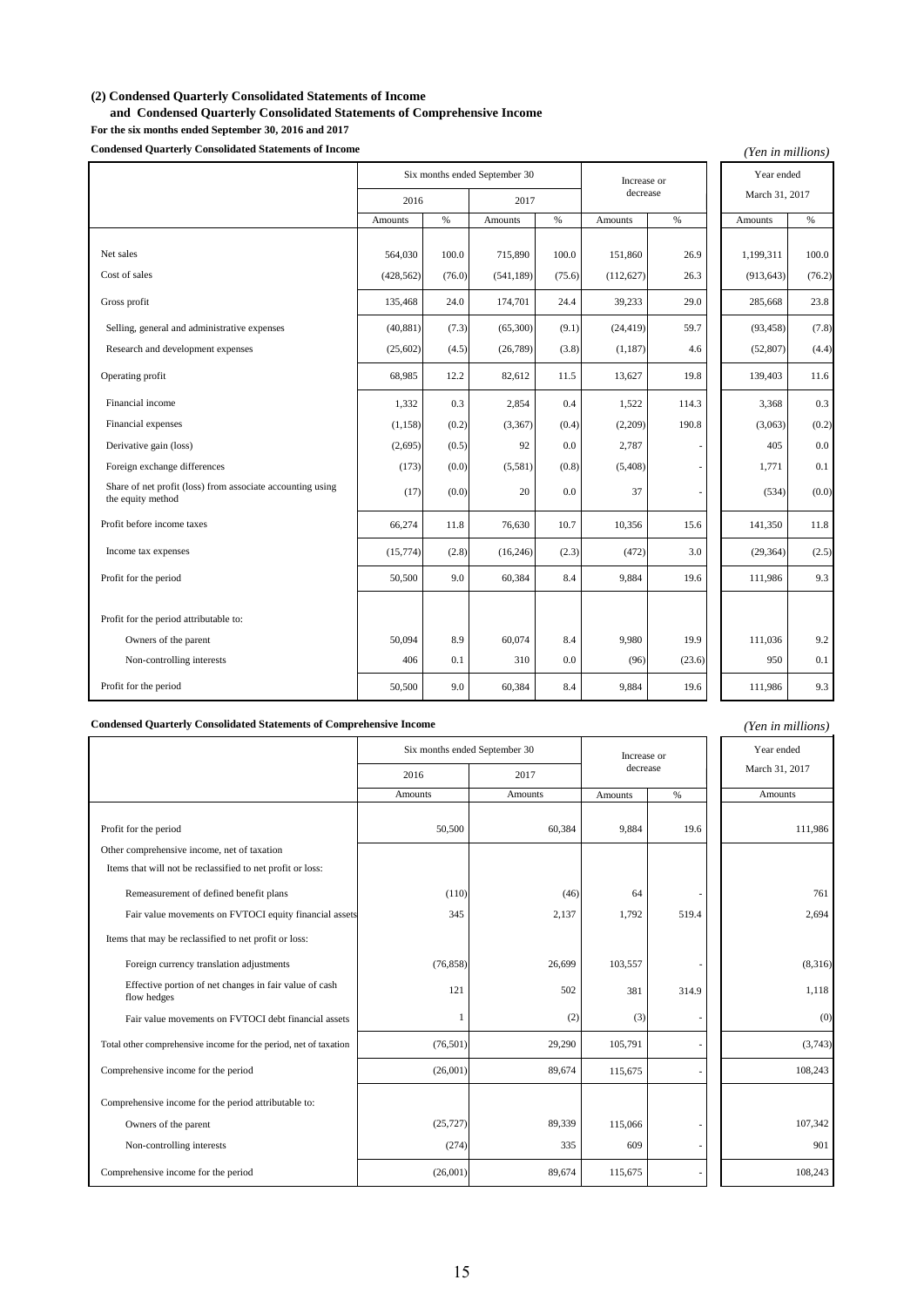**(2) Condensed Quarterly Consolidated Statements of Income**
**and Condensed Quarterly Consolidated Statements of Comprehensive Income**
**For the six months ended September 30, 2016 and 2017**

**Condensed Quarterly Consolidated Statements of Income**

*(Yen in millions)*

| | Six months ended September 30 | | | | Increase or decrease | | Year ended March 31, 2017 | |
|---|---|---|---|---|---|---|---|---|
| | 2016 | | 2017 | | | | | |
| | Amounts | % | Amounts | % | Amounts | % | Amounts | % |
| Net sales | 564,030 | 100.0 | 715,890 | 100.0 | 151,860 | 26.9 | 1,199,311 | 100.0 |
| Cost of sales | (428,562) | (76.0) | (541,189) | (75.6) | (112,627) | 26.3 | (913,643) | (76.2) |
| Gross profit | 135,468 | 24.0 | 174,701 | 24.4 | 39,233 | 29.0 | 285,668 | 23.8 |
| Selling, general and administrative expenses | (40,881) | (7.3) | (65,300) | (9.1) | (24,419) | 59.7 | (93,458) | (7.8) |
| Research and development expenses | (25,602) | (4.5) | (26,789) | (3.8) | (1,187) | 4.6 | (52,807) | (4.4) |
| Operating profit | 68,985 | 12.2 | 82,612 | 11.5 | 13,627 | 19.8 | 139,403 | 11.6 |
| Financial income | 1,332 | 0.3 | 2,854 | 0.4 | 1,522 | 114.3 | 3,368 | 0.3 |
| Financial expenses | (1,158) | (0.2) | (3,367) | (0.4) | (2,209) | 190.8 | (3,063) | (0.2) |
| Derivative gain (loss) | (2,695) | (0.5) | 92 | 0.0 | 2,787 | - | 405 | 0.0 |
| Foreign exchange differences | (173) | (0.0) | (5,581) | (0.8) | (5,408) | - | 1,771 | 0.1 |
| Share of net profit (loss) from associate accounting using the equity method | (17) | (0.0) | 20 | 0.0 | 37 | - | (534) | (0.0) |
| Profit before income taxes | 66,274 | 11.8 | 76,630 | 10.7 | 10,356 | 15.6 | 141,350 | 11.8 |
| Income tax expenses | (15,774) | (2.8) | (16,246) | (2.3) | (472) | 3.0 | (29,364) | (2.5) |
| Profit for the period | 50,500 | 9.0 | 60,384 | 8.4 | 9,884 | 19.6 | 111,986 | 9.3 |
| Profit for the period attributable to: | | | | | | | | |
| Owners of the parent | 50,094 | 8.9 | 60,074 | 8.4 | 9,980 | 19.9 | 111,036 | 9.2 |
| Non-controlling interests | 406 | 0.1 | 310 | 0.0 | (96) | (23.6) | 950 | 0.1 |
| Profit for the period | 50,500 | 9.0 | 60,384 | 8.4 | 9,884 | 19.6 | 111,986 | 9.3 |

**Condensed Quarterly Consolidated Statements of Comprehensive Income**

*(Yen in millions)*

| | Six months ended September 30 | | Increase or decrease | | Year ended March 31, 2017 |
|---|---|---|---|---|---|
| | 2016 | 2017 | | | |
| | Amounts | Amounts | Amounts | % | Amounts |
| Profit for the period | 50,500 | 60,384 | 9,884 | 19.6 | 111,986 |
| Other comprehensive income, net of taxation | | | | | |
| Items that will not be reclassified to net profit or loss: | | | | | |
| Remeasurement of defined benefit plans | (110) | (46) | 64 | - | 761 |
| Fair value movements on FVTOCI equity financial assets | 345 | 2,137 | 1,792 | 519.4 | 2,694 |
| Items that may be reclassified to net profit or loss: | | | | | |
| Foreign currency translation adjustments | (76,858) | 26,699 | 103,557 | - | (8,316) |
| Effective portion of net changes in fair value of cash flow hedges | 121 | 502 | 381 | 314.9 | 1,118 |
| Fair value movements on FVTOCI debt financial assets | 1 | (2) | (3) | - | (0) |
| Total other comprehensive income for the period, net of taxation | (76,501) | 29,290 | 105,791 | - | (3,743) |
| Comprehensive income for the period | (26,001) | 89,674 | 115,675 | - | 108,243 |
| Comprehensive income for the period attributable to: | | | | | |
| Owners of the parent | (25,727) | 89,339 | 115,066 | - | 107,342 |
| Non-controlling interests | (274) | 335 | 609 | - | 901 |
| Comprehensive income for the period | (26,001) | 89,674 | 115,675 | - | 108,243 |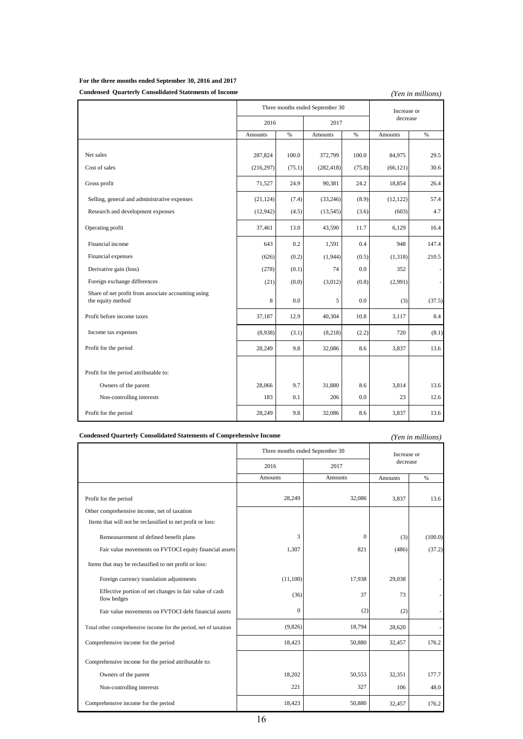**For the three months ended September 30, 2016 and 2017**

**Condensed Quarterly Consolidated Statements of Income**

*(Yen in millions)*

| | Three months ended September 30 | | | | Increase or decrease | |
|---|---|---|---|---|---|---|
| | 2016 | | 2017 | | | |
| | Amounts | % | Amounts | % | Amounts | % |
| Net sales | 287,824 | 100.0 | 372,799 | 100.0 | 84,975 | 29.5 |
| Cost of sales | (216,297) | (75.1) | (282,418) | (75.8) | (66,121) | 30.6 |
| Gross profit | 71,527 | 24.9 | 90,381 | 24.2 | 18,854 | 26.4 |
| Selling, general and administrative expenses | (21,124) | (7.4) | (33,246) | (8.9) | (12,122) | 57.4 |
| Research and development expenses | (12,942) | (4.5) | (13,545) | (3.6) | (603) | 4.7 |
| Operating profit | 37,461 | 13.0 | 43,590 | 11.7 | 6,129 | 16.4 |
| Financial income | 643 | 0.2 | 1,591 | 0.4 | 948 | 147.4 |
| Financial expenses | (626) | (0.2) | (1,944) | (0.5) | (1,318) | 210.5 |
| Derivative gain (loss) | (278) | (0.1) | 74 | 0.0 | 352 | - |
| Foreign exchange differences | (21) | (0.0) | (3,012) | (0.8) | (2,991) | - |
| Share of net profit from associate accounting using the equity method | 8 | 0.0 | 5 | 0.0 | (3) | (37.5) |
| Profit before income taxes | 37,187 | 12.9 | 40,304 | 10.8 | 3,117 | 8.4 |
| Income tax expenses | (8,938) | (3.1) | (8,218) | (2.2) | 720 | (8.1) |
| Profit for the period | 28,249 | 9.8 | 32,086 | 8.6 | 3,837 | 13.6 |
| Profit for the period attributable to: | | | | | | |
| Owners of the parent | 28,066 | 9.7 | 31,880 | 8.6 | 3,814 | 13.6 |
| Non-controlling interests | 183 | 0.1 | 206 | 0.0 | 23 | 12.6 |
| Profit for the period | 28,249 | 9.8 | 32,086 | 8.6 | 3,837 | 13.6 |

**Condensed Quarterly Consolidated Statements of Comprehensive Income**

*(Yen in millions)*

| | Three months ended September 30 | | Increase or decrease | |
|---|---|---|---|---|
| | 2016 | 2017 | | |
| | Amounts | Amounts | Amounts | % |
| Profit for the period | 28,249 | 32,086 | 3,837 | 13.6 |
| Other comprehensive income, net of taxation | | | | |
| Items that will not be reclassified to net profit or loss: | | | | |
| Remeasurement of defined benefit plans | 3 | 0 | (3) | (100.0) |
| Fair value movements on FVTOCI equity financial assets | 1,307 | 821 | (486) | (37.2) |
| Items that may be reclassified to net profit or loss: | | | | |
| Foreign currency translation adjustments | (11,100) | 17,938 | 29,038 | - |
| Effective portion of net changes in fair value of cash flow hedges | (36) | 37 | 73 | - |
| Fair value movements on FVTOCI debt financial assets | 0 | (2) | (2) | - |
| Total other comprehensive income for the period, net of taxation | (9,826) | 18,794 | 28,620 | - |
| Comprehensive income for the period | 18,423 | 50,880 | 32,457 | 176.2 |
| Comprehensive income for the period attributable to: | | | | |
| Owners of the parent | 18,202 | 50,553 | 32,351 | 177.7 |
| Non-controlling interests | 221 | 327 | 106 | 48.0 |
| Comprehensive income for the period | 18,423 | 50,880 | 32,457 | 176.2 |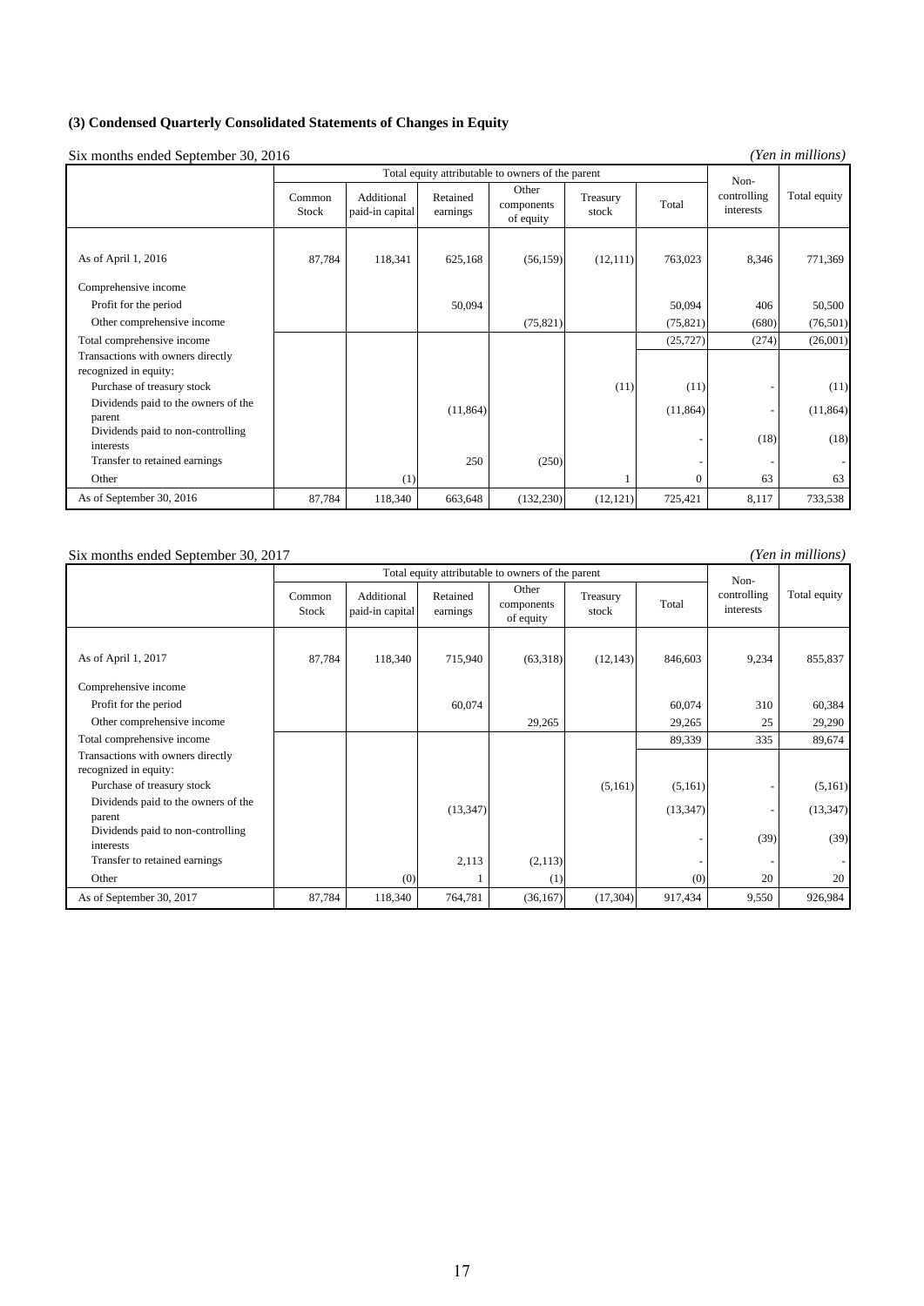### (3) Condensed Quarterly Consolidated Statements of Changes in Equity

Six months ended September 30, 2016

*(Yen in millions)*

| | Total equity attributable to owners of the parent | | | | | | Non-controlling interests | Total equity |
|---|---|---|---|---|---|---|---|---|
| | Common Stock | Additional paid-in capital | Retained earnings | Other components of equity | Treasury stock | Total | | |
| As of April 1, 2016 | 87,784 | 118,341 | 625,168 | (56,159) | (12,111) | 763,023 | 8,346 | 771,369 |
| Comprehensive income | | | | | | | | |
| Profit for the period | | | 50,094 | | | 50,094 | 406 | 50,500 |
| Other comprehensive income | | | | (75,821) | | (75,821) | (680) | (76,501) |
| Total comprehensive income | | | | | | (25,727) | (274) | (26,001) |
| Transactions with owners directly recognized in equity: | | | | | | | | |
| Purchase of treasury stock | | | | | (11) | (11) | - | (11) |
| Dividends paid to the owners of the parent | | | (11,864) | | | (11,864) | - | (11,864) |
| Dividends paid to non-controlling interests | | | | | | - | (18) | (18) |
| Transfer to retained earnings | | | 250 | (250) | | - | - | - |
| Other | | (1) | | | 1 | 0 | 63 | 63 |
| As of September 30, 2016 | 87,784 | 118,340 | 663,648 | (132,230) | (12,121) | 725,421 | 8,117 | 733,538 |

Six months ended September 30, 2017

*(Yen in millions)*

| | Total equity attributable to owners of the parent | | | | | | Non-controlling interests | Total equity |
|---|---|---|---|---|---|---|---|---|
| | Common Stock | Additional paid-in capital | Retained earnings | Other components of equity | Treasury stock | Total | | |
| As of April 1, 2017 | 87,784 | 118,340 | 715,940 | (63,318) | (12,143) | 846,603 | 9,234 | 855,837 |
| Comprehensive income | | | | | | | | |
| Profit for the period | | | 60,074 | | | 60,074 | 310 | 60,384 |
| Other comprehensive income | | | | 29,265 | | 29,265 | 25 | 29,290 |
| Total comprehensive income | | | | | | 89,339 | 335 | 89,674 |
| Transactions with owners directly recognized in equity: | | | | | | | | |
| Purchase of treasury stock | | | | | (5,161) | (5,161) | - | (5,161) |
| Dividends paid to the owners of the parent | | | (13,347) | | | (13,347) | - | (13,347) |
| Dividends paid to non-controlling interests | | | | | | - | (39) | (39) |
| Transfer to retained earnings | | | 2,113 | (2,113) | | - | - | - |
| Other | | (0) | 1 | (1) | | (0) | 20 | 20 |
| As of September 30, 2017 | 87,784 | 118,340 | 764,781 | (36,167) | (17,304) | 917,434 | 9,550 | 926,984 |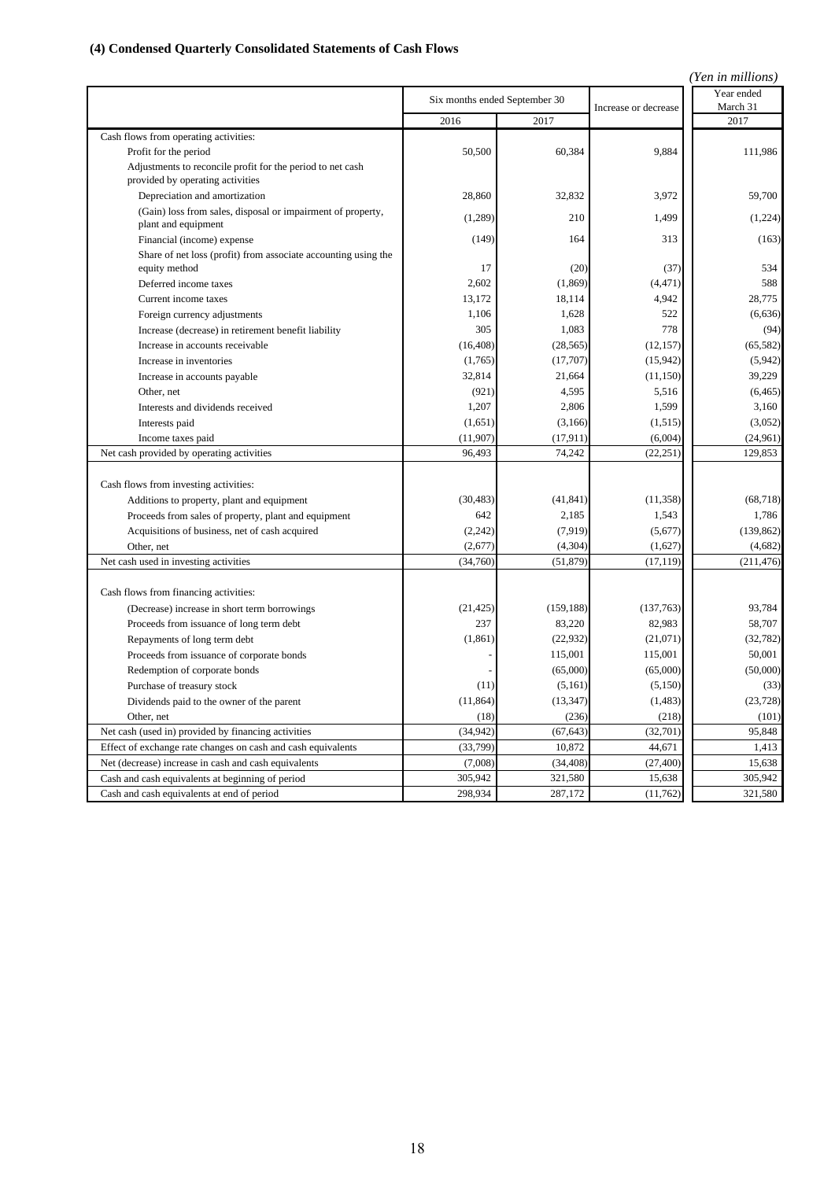### (4) Condensed Quarterly Consolidated Statements of Cash Flows

*(Yen in millions)*

| | Six months ended September 30 | | Increase or decrease | Year ended March 31 |
|---|---|---|---|---|
| | 2016 | 2017 | | 2017 |
| Cash flows from operating activities: | | | | |
| Profit for the period | 50,500 | 60,384 | 9,884 | 111,986 |
| Adjustments to reconcile profit for the period to net cash provided by operating activities | | | | |
| Depreciation and amortization | 28,860 | 32,832 | 3,972 | 59,700 |
| (Gain) loss from sales, disposal or impairment of property, plant and equipment | (1,289) | 210 | 1,499 | (1,224) |
| Financial (income) expense | (149) | 164 | 313 | (163) |
| Share of net loss (profit) from associate accounting using the equity method | 17 | (20) | (37) | 534 |
| Deferred income taxes | 2,602 | (1,869) | (4,471) | 588 |
| Current income taxes | 13,172 | 18,114 | 4,942 | 28,775 |
| Foreign currency adjustments | 1,106 | 1,628 | 522 | (6,636) |
| Increase (decrease) in retirement benefit liability | 305 | 1,083 | 778 | (94) |
| Increase in accounts receivable | (16,408) | (28,565) | (12,157) | (65,582) |
| Increase in inventories | (1,765) | (17,707) | (15,942) | (5,942) |
| Increase in accounts payable | 32,814 | 21,664 | (11,150) | 39,229 |
| Other, net | (921) | 4,595 | 5,516 | (6,465) |
| Interests and dividends received | 1,207 | 2,806 | 1,599 | 3,160 |
| Interests paid | (1,651) | (3,166) | (1,515) | (3,052) |
| Income taxes paid | (11,907) | (17,911) | (6,004) | (24,961) |
| Net cash provided by operating activities | 96,493 | 74,242 | (22,251) | 129,853 |
| | | | | |
| Cash flows from investing activities: | | | | |
| Additions to property, plant and equipment | (30,483) | (41,841) | (11,358) | (68,718) |
| Proceeds from sales of property, plant and equipment | 642 | 2,185 | 1,543 | 1,786 |
| Acquisitions of business, net of cash acquired | (2,242) | (7,919) | (5,677) | (139,862) |
| Other, net | (2,677) | (4,304) | (1,627) | (4,682) |
| Net cash used in investing activities | (34,760) | (51,879) | (17,119) | (211,476) |
| | | | | |
| Cash flows from financing activities: | | | | |
| (Decrease) increase in short term borrowings | (21,425) | (159,188) | (137,763) | 93,784 |
| Proceeds from issuance of long term debt | 237 | 83,220 | 82,983 | 58,707 |
| Repayments of long term debt | (1,861) | (22,932) | (21,071) | (32,782) |
| Proceeds from issuance of corporate bonds | - | 115,001 | 115,001 | 50,001 |
| Redemption of corporate bonds | - | (65,000) | (65,000) | (50,000) |
| Purchase of treasury stock | (11) | (5,161) | (5,150) | (33) |
| Dividends paid to the owner of the parent | (11,864) | (13,347) | (1,483) | (23,728) |
| Other, net | (18) | (236) | (218) | (101) |
| Net cash (used in) provided by financing activities | (34,942) | (67,643) | (32,701) | 95,848 |
| Effect of exchange rate changes on cash and cash equivalents | (33,799) | 10,872 | 44,671 | 1,413 |
| Net (decrease) increase in cash and cash equivalents | (7,008) | (34,408) | (27,400) | 15,638 |
| Cash and cash equivalents at beginning of period | 305,942 | 321,580 | 15,638 | 305,942 |
| Cash and cash equivalents at end of period | 298,934 | 287,172 | (11,762) | 321,580 |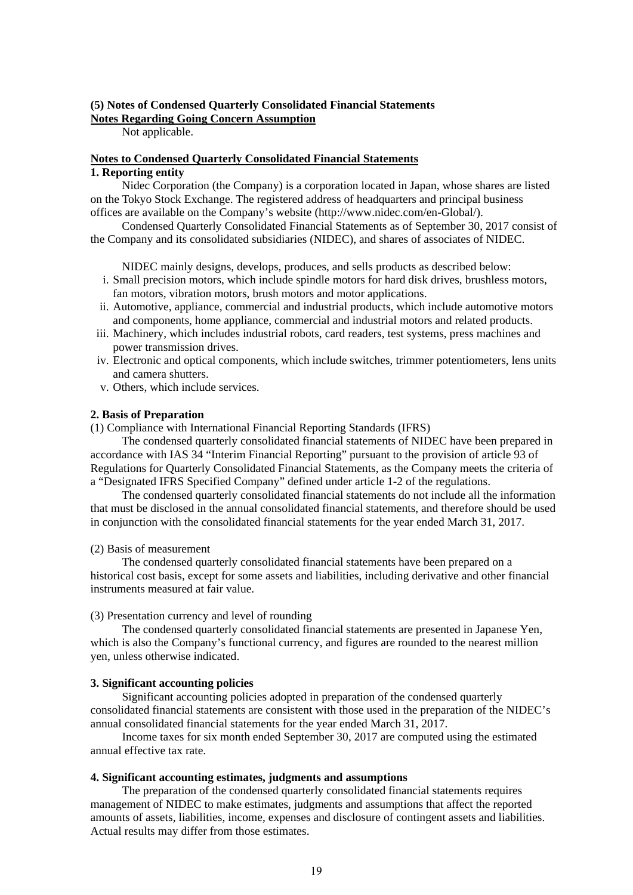## (5) Notes of Condensed Quarterly Consolidated Financial Statements

**Notes Regarding Going Concern Assumption**

Not applicable.

**Notes to Condensed Quarterly Consolidated Financial Statements**

### 1. Reporting entity

Nidec Corporation (the Company) is a corporation located in Japan, whose shares are listed on the Tokyo Stock Exchange. The registered address of headquarters and principal business offices are available on the Company's website (http://www.nidec.com/en-Global/).

Condensed Quarterly Consolidated Financial Statements as of September 30, 2017 consist of the Company and its consolidated subsidiaries (NIDEC), and shares of associates of NIDEC.

NIDEC mainly designs, develops, produces, and sells products as described below:

i. Small precision motors, which include spindle motors for hard disk drives, brushless motors, fan motors, vibration motors, brush motors and motor applications.
ii. Automotive, appliance, commercial and industrial products, which include automotive motors and components, home appliance, commercial and industrial motors and related products.
iii. Machinery, which includes industrial robots, card readers, test systems, press machines and power transmission drives.
iv. Electronic and optical components, which include switches, trimmer potentiometers, lens units and camera shutters.
v. Others, which include services.

### 2. Basis of Preparation

(1) Compliance with International Financial Reporting Standards (IFRS)

The condensed quarterly consolidated financial statements of NIDEC have been prepared in accordance with IAS 34 "Interim Financial Reporting" pursuant to the provision of article 93 of Regulations for Quarterly Consolidated Financial Statements, as the Company meets the criteria of a "Designated IFRS Specified Company" defined under article 1-2 of the regulations.

The condensed quarterly consolidated financial statements do not include all the information that must be disclosed in the annual consolidated financial statements, and therefore should be used in conjunction with the consolidated financial statements for the year ended March 31, 2017.

(2) Basis of measurement

The condensed quarterly consolidated financial statements have been prepared on a historical cost basis, except for some assets and liabilities, including derivative and other financial instruments measured at fair value.

(3) Presentation currency and level of rounding

The condensed quarterly consolidated financial statements are presented in Japanese Yen, which is also the Company's functional currency, and figures are rounded to the nearest million yen, unless otherwise indicated.

### 3. Significant accounting policies

Significant accounting policies adopted in preparation of the condensed quarterly consolidated financial statements are consistent with those used in the preparation of the NIDEC's annual consolidated financial statements for the year ended March 31, 2017.

Income taxes for six month ended September 30, 2017 are computed using the estimated annual effective tax rate.

### 4. Significant accounting estimates, judgments and assumptions

The preparation of the condensed quarterly consolidated financial statements requires management of NIDEC to make estimates, judgments and assumptions that affect the reported amounts of assets, liabilities, income, expenses and disclosure of contingent assets and liabilities. Actual results may differ from those estimates.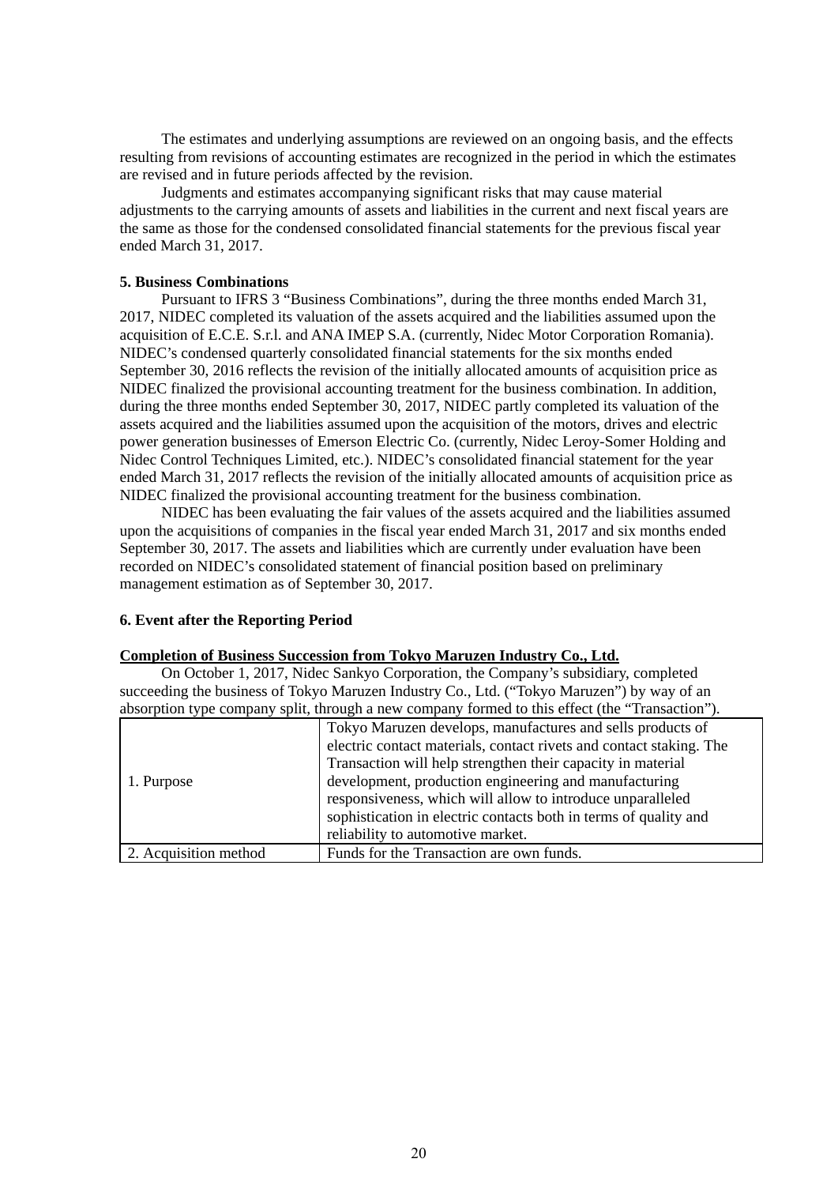The estimates and underlying assumptions are reviewed on an ongoing basis, and the effects resulting from revisions of accounting estimates are recognized in the period in which the estimates are revised and in future periods affected by the revision.

Judgments and estimates accompanying significant risks that may cause material adjustments to the carrying amounts of assets and liabilities in the current and next fiscal years are the same as those for the condensed consolidated financial statements for the previous fiscal year ended March 31, 2017.

**5. Business Combinations**

Pursuant to IFRS 3 “Business Combinations”, during the three months ended March 31, 2017, NIDEC completed its valuation of the assets acquired and the liabilities assumed upon the acquisition of E.C.E. S.r.l. and ANA IMEP S.A. (currently, Nidec Motor Corporation Romania). NIDEC’s condensed quarterly consolidated financial statements for the six months ended September 30, 2016 reflects the revision of the initially allocated amounts of acquisition price as NIDEC finalized the provisional accounting treatment for the business combination. In addition, during the three months ended September 30, 2017, NIDEC partly completed its valuation of the assets acquired and the liabilities assumed upon the acquisition of the motors, drives and electric power generation businesses of Emerson Electric Co. (currently, Nidec Leroy-Somer Holding and Nidec Control Techniques Limited, etc.). NIDEC’s consolidated financial statement for the year ended March 31, 2017 reflects the revision of the initially allocated amounts of acquisition price as NIDEC finalized the provisional accounting treatment for the business combination.

NIDEC has been evaluating the fair values of the assets acquired and the liabilities assumed upon the acquisitions of companies in the fiscal year ended March 31, 2017 and six months ended September 30, 2017. The assets and liabilities which are currently under evaluation have been recorded on NIDEC’s consolidated statement of financial position based on preliminary management estimation as of September 30, 2017.

**6. Event after the Reporting Period**

**Completion of Business Succession from Tokyo Maruzen Industry Co., Ltd.**

On October 1, 2017, Nidec Sankyo Corporation, the Company’s subsidiary, completed succeeding the business of Tokyo Maruzen Industry Co., Ltd. (“Tokyo Maruzen”) by way of an absorption type company split, through a new company formed to this effect (the “Transaction”).

| | |
|---|---|
| 1. Purpose | Tokyo Maruzen develops, manufactures and sells products of electric contact materials, contact rivets and contact staking. The Transaction will help strengthen their capacity in material development, production engineering and manufacturing responsiveness, which will allow to introduce unparalleled sophistication in electric contacts both in terms of quality and reliability to automotive market. |
| 2. Acquisition method | Funds for the Transaction are own funds. |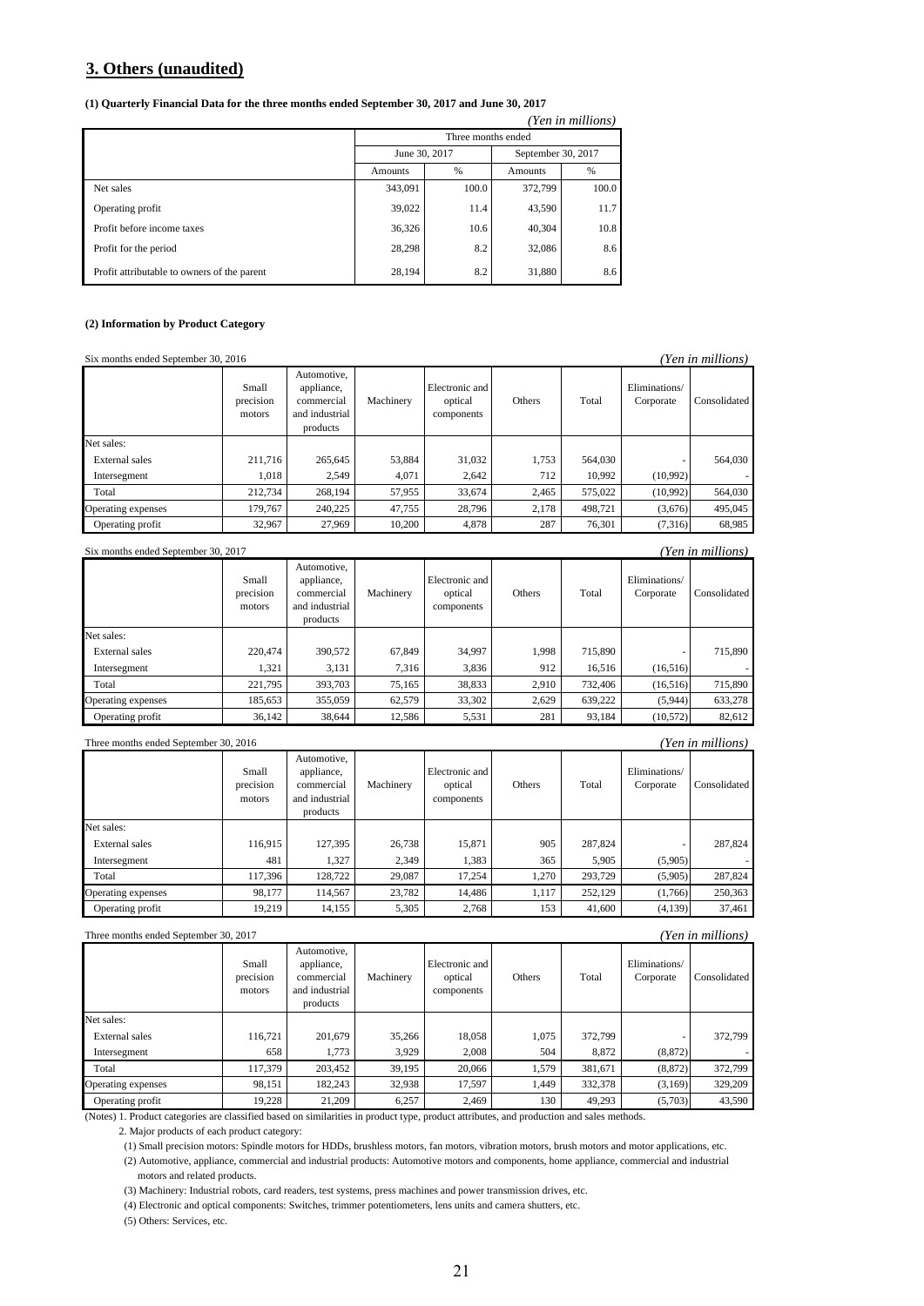## 3. Others (unaudited)

**(1) Quarterly Financial Data for the three months ended September 30, 2017 and June 30, 2017**

*(Yen in millions)*

| | Three months ended | | | |
|---|---|---|---|---|
| | June 30, 2017 | | September 30, 2017 | |
| | Amounts | % | Amounts | % |
| Net sales | 343,091 | 100.0 | 372,799 | 100.0 |
| Operating profit | 39,022 | 11.4 | 43,590 | 11.7 |
| Profit before income taxes | 36,326 | 10.6 | 40,304 | 10.8 |
| Profit for the period | 28,298 | 8.2 | 32,086 | 8.6 |
| Profit attributable to owners of the parent | 28,194 | 8.2 | 31,880 | 8.6 |

**(2) Information by Product Category**

Six months ended September 30, 2016 *(Yen in millions)*

| | Small precision motors | Automotive, appliance, commercial and industrial products | Machinery | Electronic and optical components | Others | Total | Eliminations/ Corporate | Consolidated |
|---|---|---|---|---|---|---|---|---|
| Net sales: | | | | | | | | |
| External sales | 211,716 | 265,645 | 53,884 | 31,032 | 1,753 | 564,030 | - | 564,030 |
| Intersegment | 1,018 | 2,549 | 4,071 | 2,642 | 712 | 10,992 | (10,992) | - |
| Total | 212,734 | 268,194 | 57,955 | 33,674 | 2,465 | 575,022 | (10,992) | 564,030 |
| Operating expenses | 179,767 | 240,225 | 47,755 | 28,796 | 2,178 | 498,721 | (3,676) | 495,045 |
| Operating profit | 32,967 | 27,969 | 10,200 | 4,878 | 287 | 76,301 | (7,316) | 68,985 |

Six months ended September 30, 2017 *(Yen in millions)*

| | Small precision motors | Automotive, appliance, commercial and industrial products | Machinery | Electronic and optical components | Others | Total | Eliminations/ Corporate | Consolidated |
|---|---|---|---|---|---|---|---|---|
| Net sales: | | | | | | | | |
| External sales | 220,474 | 390,572 | 67,849 | 34,997 | 1,998 | 715,890 | - | 715,890 |
| Intersegment | 1,321 | 3,131 | 7,316 | 3,836 | 912 | 16,516 | (16,516) | - |
| Total | 221,795 | 393,703 | 75,165 | 38,833 | 2,910 | 732,406 | (16,516) | 715,890 |
| Operating expenses | 185,653 | 355,059 | 62,579 | 33,302 | 2,629 | 639,222 | (5,944) | 633,278 |
| Operating profit | 36,142 | 38,644 | 12,586 | 5,531 | 281 | 93,184 | (10,572) | 82,612 |

Three months ended September 30, 2016 *(Yen in millions)*

| | Small precision motors | Automotive, appliance, commercial and industrial products | Machinery | Electronic and optical components | Others | Total | Eliminations/ Corporate | Consolidated |
|---|---|---|---|---|---|---|---|---|
| Net sales: | | | | | | | | |
| External sales | 116,915 | 127,395 | 26,738 | 15,871 | 905 | 287,824 | - | 287,824 |
| Intersegment | 481 | 1,327 | 2,349 | 1,383 | 365 | 5,905 | (5,905) | - |
| Total | 117,396 | 128,722 | 29,087 | 17,254 | 1,270 | 293,729 | (5,905) | 287,824 |
| Operating expenses | 98,177 | 114,567 | 23,782 | 14,486 | 1,117 | 252,129 | (1,766) | 250,363 |
| Operating profit | 19,219 | 14,155 | 5,305 | 2,768 | 153 | 41,600 | (4,139) | 37,461 |

Three months ended September 30, 2017 *(Yen in millions)*

| | Small precision motors | Automotive, appliance, commercial and industrial products | Machinery | Electronic and optical components | Others | Total | Eliminations/ Corporate | Consolidated |
|---|---|---|---|---|---|---|---|---|
| Net sales: | | | | | | | | |
| External sales | 116,721 | 201,679 | 35,266 | 18,058 | 1,075 | 372,799 | - | 372,799 |
| Intersegment | 658 | 1,773 | 3,929 | 2,008 | 504 | 8,872 | (8,872) | - |
| Total | 117,379 | 203,452 | 39,195 | 20,066 | 1,579 | 381,671 | (8,872) | 372,799 |
| Operating expenses | 98,151 | 182,243 | 32,938 | 17,597 | 1,449 | 332,378 | (3,169) | 329,209 |
| Operating profit | 19,228 | 21,209 | 6,257 | 2,469 | 130 | 49,293 | (5,703) | 43,590 |

(Notes) 1. Product categories are classified based on similarities in product type, product attributes, and production and sales methods.

2. Major products of each product category:

(1) Small precision motors: Spindle motors for HDDs, brushless motors, fan motors, vibration motors, brush motors and motor applications, etc.

(2) Automotive, appliance, commercial and industrial products: Automotive motors and components, home appliance, commercial and industrial motors and related products.

(3) Machinery: Industrial robots, card readers, test systems, press machines and power transmission drives, etc.

(4) Electronic and optical components: Switches, trimmer potentiometers, lens units and camera shutters, etc.

(5) Others: Services, etc.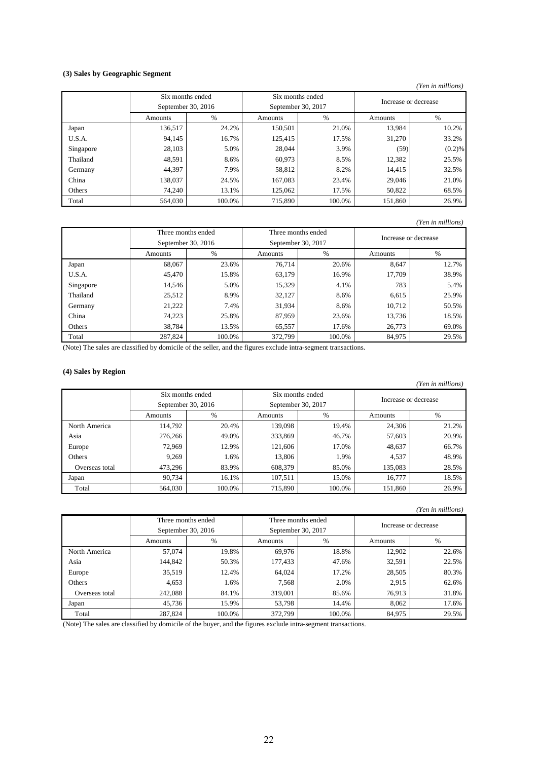### (3) Sales by Geographic Segment

*(Yen in millions)*

| | Six months ended September 30, 2016 | | Six months ended September 30, 2017 | | Increase or decrease | |
|---|---|---|---|---|---|---|
| | Amounts | % | Amounts | % | Amounts | % |
| Japan | 136,517 | 24.2% | 150,501 | 21.0% | 13,984 | 10.2% |
| U.S.A. | 94,145 | 16.7% | 125,415 | 17.5% | 31,270 | 33.2% |
| Singapore | 28,103 | 5.0% | 28,044 | 3.9% | (59) | (0.2)% |
| Thailand | 48,591 | 8.6% | 60,973 | 8.5% | 12,382 | 25.5% |
| Germany | 44,397 | 7.9% | 58,812 | 8.2% | 14,415 | 32.5% |
| China | 138,037 | 24.5% | 167,083 | 23.4% | 29,046 | 21.0% |
| Others | 74,240 | 13.1% | 125,062 | 17.5% | 50,822 | 68.5% |
| Total | 564,030 | 100.0% | 715,890 | 100.0% | 151,860 | 26.9% |

*(Yen in millions)*

| | Three months ended September 30, 2016 | | Three months ended September 30, 2017 | | Increase or decrease | |
|---|---|---|---|---|---|---|
| | Amounts | % | Amounts | % | Amounts | % |
| Japan | 68,067 | 23.6% | 76,714 | 20.6% | 8,647 | 12.7% |
| U.S.A. | 45,470 | 15.8% | 63,179 | 16.9% | 17,709 | 38.9% |
| Singapore | 14,546 | 5.0% | 15,329 | 4.1% | 783 | 5.4% |
| Thailand | 25,512 | 8.9% | 32,127 | 8.6% | 6,615 | 25.9% |
| Germany | 21,222 | 7.4% | 31,934 | 8.6% | 10,712 | 50.5% |
| China | 74,223 | 25.8% | 87,959 | 23.6% | 13,736 | 18.5% |
| Others | 38,784 | 13.5% | 65,557 | 17.6% | 26,773 | 69.0% |
| Total | 287,824 | 100.0% | 372,799 | 100.0% | 84,975 | 29.5% |

(Note) The sales are classified by domicile of the seller, and the figures exclude intra-segment transactions.

### (4) Sales by Region

*(Yen in millions)*

| | Six months ended September 30, 2016 | | Six months ended September 30, 2017 | | Increase or decrease | |
|---|---|---|---|---|---|---|
| | Amounts | % | Amounts | % | Amounts | % |
| North America | 114,792 | 20.4% | 139,098 | 19.4% | 24,306 | 21.2% |
| Asia | 276,266 | 49.0% | 333,869 | 46.7% | 57,603 | 20.9% |
| Europe | 72,969 | 12.9% | 121,606 | 17.0% | 48,637 | 66.7% |
| Others | 9,269 | 1.6% | 13,806 | 1.9% | 4,537 | 48.9% |
| Overseas total | 473,296 | 83.9% | 608,379 | 85.0% | 135,083 | 28.5% |
| Japan | 90,734 | 16.1% | 107,511 | 15.0% | 16,777 | 18.5% |
| Total | 564,030 | 100.0% | 715,890 | 100.0% | 151,860 | 26.9% |

*(Yen in millions)*

| | Three months ended September 30, 2016 | | Three months ended September 30, 2017 | | Increase or decrease | |
|---|---|---|---|---|---|---|
| | Amounts | % | Amounts | % | Amounts | % |
| North America | 57,074 | 19.8% | 69,976 | 18.8% | 12,902 | 22.6% |
| Asia | 144,842 | 50.3% | 177,433 | 47.6% | 32,591 | 22.5% |
| Europe | 35,519 | 12.4% | 64,024 | 17.2% | 28,505 | 80.3% |
| Others | 4,653 | 1.6% | 7,568 | 2.0% | 2,915 | 62.6% |
| Overseas total | 242,088 | 84.1% | 319,001 | 85.6% | 76,913 | 31.8% |
| Japan | 45,736 | 15.9% | 53,798 | 14.4% | 8,062 | 17.6% |
| Total | 287,824 | 100.0% | 372,799 | 100.0% | 84,975 | 29.5% |

(Note) The sales are classified by domicile of the buyer, and the figures exclude intra-segment transactions.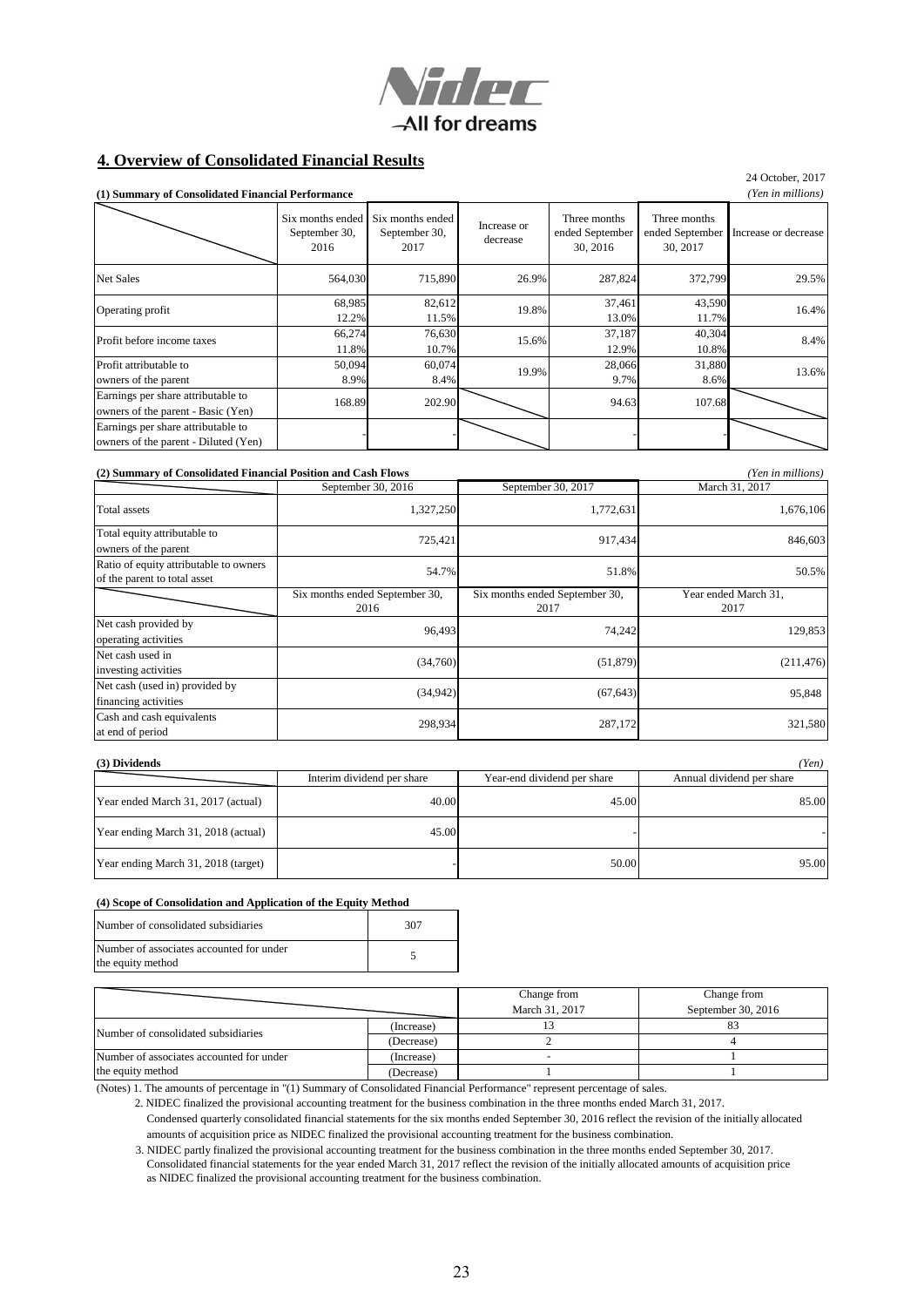Nidec
All for dreams

## 4. Overview of Consolidated Financial Results

24 October, 2017

**(1) Summary of Consolidated Financial Performance**

*(Yen in millions)*

| | Six months ended September 30, 2016 | Six months ended September 30, 2017 | Increase or decrease | Three months ended September 30, 2016 | Three months ended September 30, 2017 | Increase or decrease |
|---|---|---|---|---|---|---|
| Net Sales | 564,030 | 715,890 | 26.9% | 287,824 | 372,799 | 29.5% |
| Operating profit | 68,985<br>12.2% | 82,612<br>11.5% | 19.8% | 37,461<br>13.0% | 43,590<br>11.7% | 16.4% |
| Profit before income taxes | 66,274<br>11.8% | 76,630<br>10.7% | 15.6% | 37,187<br>12.9% | 40,304<br>10.8% | 8.4% |
| Profit attributable to owners of the parent | 50,094<br>8.9% | 60,074<br>8.4% | 19.9% | 28,066<br>9.7% | 31,880<br>8.6% | 13.6% |
| Earnings per share attributable to owners of the parent - Basic (Yen) | 168.89 | 202.90 | | 94.63 | 107.68 | |
| Earnings per share attributable to owners of the parent - Diluted (Yen) | - | - | | - | - | |

**(2) Summary of Consolidated Financial Position and Cash Flows**

*(Yen in millions)*

| | September 30, 2016 | September 30, 2017 | March 31, 2017 |
|---|---|---|---|
| Total assets | 1,327,250 | 1,772,631 | 1,676,106 |
| Total equity attributable to owners of the parent | 725,421 | 917,434 | 846,603 |
| Ratio of equity attributable to owners of the parent to total asset | 54.7% | 51.8% | 50.5% |
| | Six months ended September 30, 2016 | Six months ended September 30, 2017 | Year ended March 31, 2017 |
| Net cash provided by operating activities | 96,493 | 74,242 | 129,853 |
| Net cash used in investing activities | (34,760) | (51,879) | (211,476) |
| Net cash (used in) provided by financing activities | (34,942) | (67,643) | 95,848 |
| Cash and cash equivalents at end of period | 298,934 | 287,172 | 321,580 |

**(3) Dividends**

*(Yen)*

| | Interim dividend per share | Year-end dividend per share | Annual dividend per share |
|---|---|---|---|
| Year ended March 31, 2017 (actual) | 40.00 | 45.00 | 85.00 |
| Year ending March 31, 2018 (actual) | 45.00 | - | - |
| Year ending March 31, 2018 (target) | - | 50.00 | 95.00 |

**(4) Scope of Consolidation and Application of the Equity Method**

| | |
|---|---|
| Number of consolidated subsidiaries | 307 |
| Number of associates accounted for under the equity method | 5 |

| | | Change from March 31, 2017 | Change from September 30, 2016 |
|---|---|---|---|
| Number of consolidated subsidiaries | (Increase) | 13 | 83 |
| | (Decrease) | 2 | 4 |
| Number of associates accounted for under the equity method | (Increase) | - | 1 |
| | (Decrease) | 1 | 1 |

(Notes) 1. The amounts of percentage in "(1) Summary of Consolidated Financial Performance" represent percentage of sales.

2. NIDEC finalized the provisional accounting treatment for the business combination in the three months ended March 31, 2017.
Condensed quarterly consolidated financial statements for the six months ended September 30, 2016 reflect the revision of the initially allocated amounts of acquisition price as NIDEC finalized the provisional accounting treatment for the business combination.

3. NIDEC partly finalized the provisional accounting treatment for the business combination in the three months ended September 30, 2017.
Consolidated financial statements for the year ended March 31, 2017 reflect the revision of the initially allocated amounts of acquisition price as NIDEC finalized the provisional accounting treatment for the business combination.